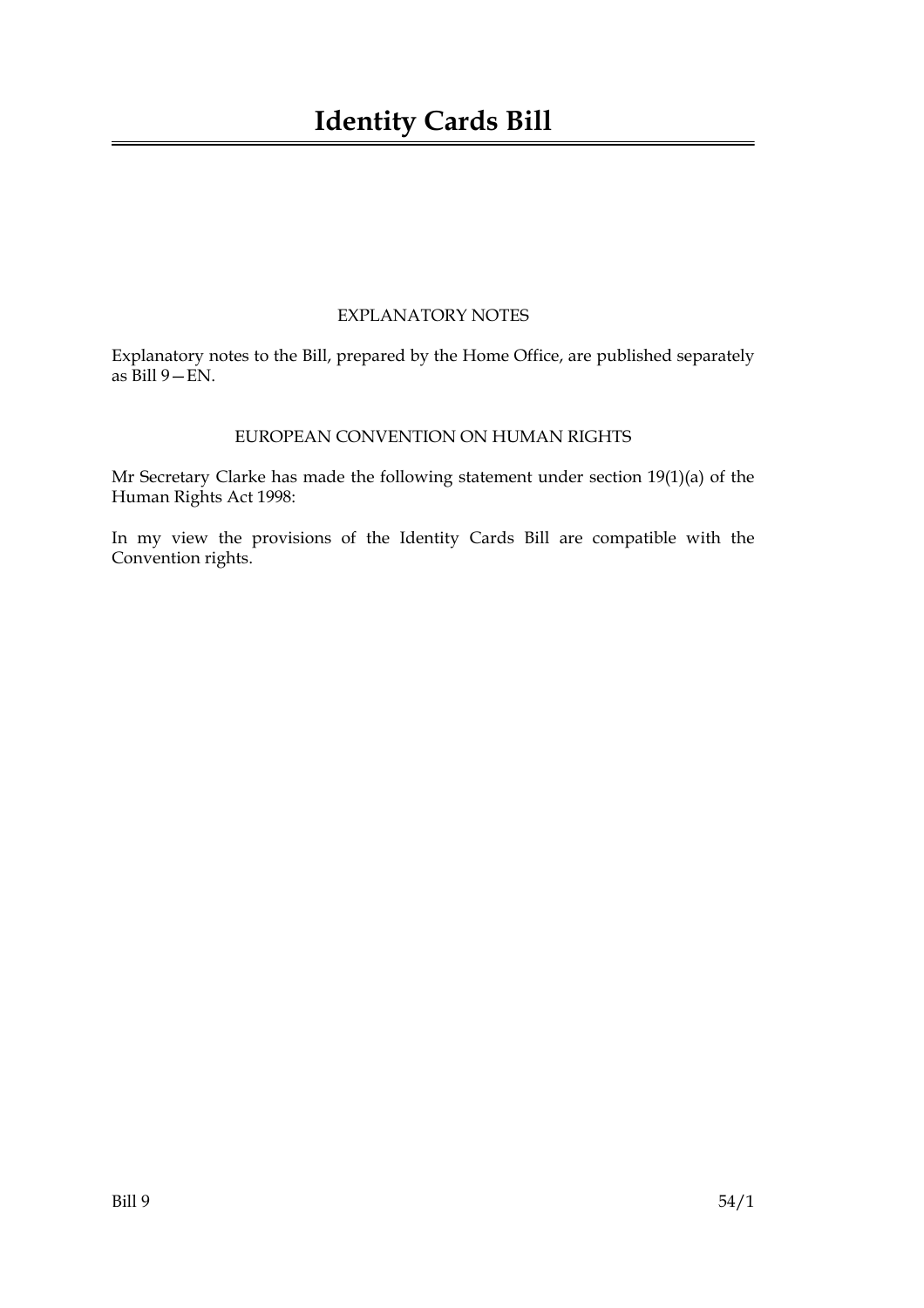# Identity Cards Bill

EXPLANATORY NOTES

Explanatory notes to the Bill, prepared by the Home Office, are published separately as Bill 9—EN.

EUROPEAN CONVENTION ON HUMAN RIGHTS

Mr Secretary Clarke has made the following statement under section 19(1)(a) of the Human Rights Act 1998:

In my view the provisions of the Identity Cards Bill are compatible with the Convention rights.

Bill 9 54/1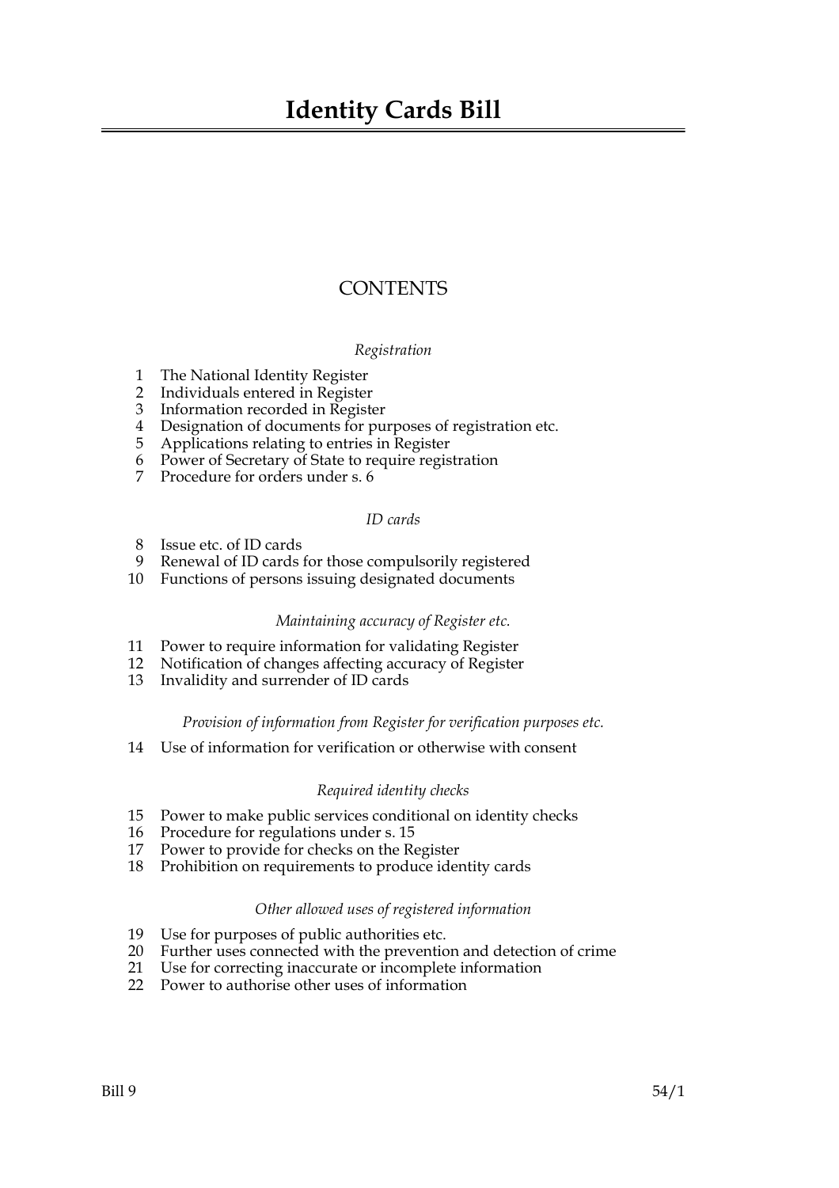# Identity Cards Bill

## CONTENTS

*Registration*

1 The National Identity Register
2 Individuals entered in Register
3 Information recorded in Register
4 Designation of documents for purposes of registration etc.
5 Applications relating to entries in Register
6 Power of Secretary of State to require registration
7 Procedure for orders under s. 6

*ID cards*

8 Issue etc. of ID cards
9 Renewal of ID cards for those compulsorily registered
10 Functions of persons issuing designated documents

*Maintaining accuracy of Register etc.*

11 Power to require information for validating Register
12 Notification of changes affecting accuracy of Register
13 Invalidity and surrender of ID cards

*Provision of information from Register for verification purposes etc.*

14 Use of information for verification or otherwise with consent

*Required identity checks*

15 Power to make public services conditional on identity checks
16 Procedure for regulations under s. 15
17 Power to provide for checks on the Register
18 Prohibition on requirements to produce identity cards

*Other allowed uses of registered information*

19 Use for purposes of public authorities etc.
20 Further uses connected with the prevention and detection of crime
21 Use for correcting inaccurate or incomplete information
22 Power to authorise other uses of information

Bill 9 54/1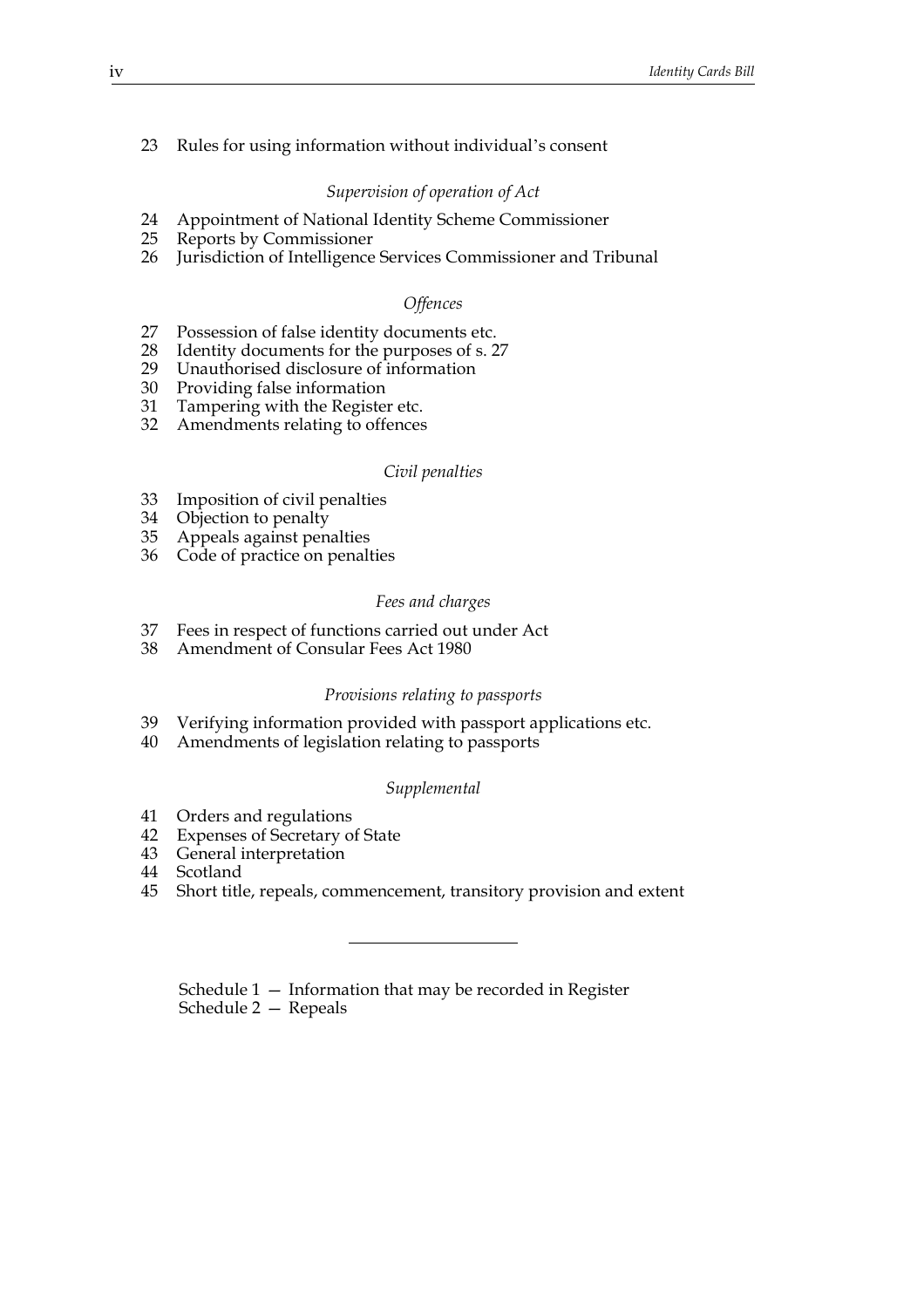23 Rules for using information without individual's consent

*Supervision of operation of Act*

24 Appointment of National Identity Scheme Commissioner
25 Reports by Commissioner
26 Jurisdiction of Intelligence Services Commissioner and Tribunal

*Offences*

27 Possession of false identity documents etc.
28 Identity documents for the purposes of s. 27
29 Unauthorised disclosure of information
30 Providing false information
31 Tampering with the Register etc.
32 Amendments relating to offences

*Civil penalties*

33 Imposition of civil penalties
34 Objection to penalty
35 Appeals against penalties
36 Code of practice on penalties

*Fees and charges*

37 Fees in respect of functions carried out under Act
38 Amendment of Consular Fees Act 1980

*Provisions relating to passports*

39 Verifying information provided with passport applications etc.
40 Amendments of legislation relating to passports

*Supplemental*

41 Orders and regulations
42 Expenses of Secretary of State
43 General interpretation
44 Scotland
45 Short title, repeals, commencement, transitory provision and extent

---

Schedule 1 — Information that may be recorded in Register
Schedule 2 — Repeals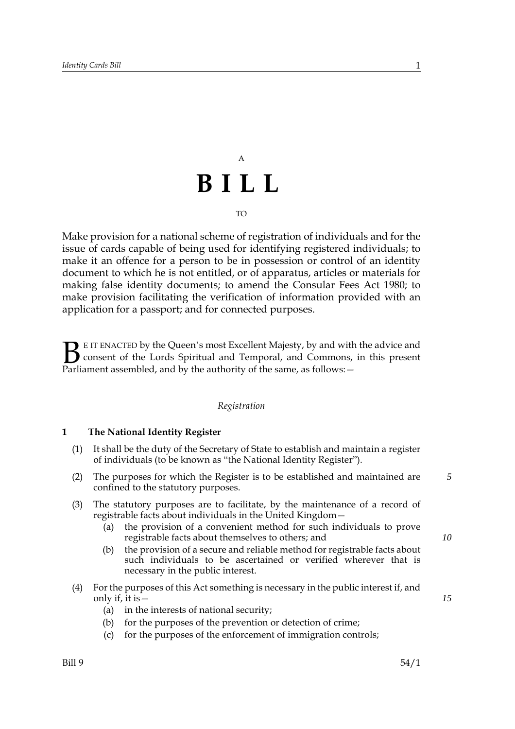A

# B I L L

TO

Make provision for a national scheme of registration of individuals and for the issue of cards capable of being used for identifying registered individuals; to make it an offence for a person to be in possession or control of an identity document to which he is not entitled, or of apparatus, articles or materials for making false identity documents; to amend the Consular Fees Act 1980; to make provision facilitating the verification of information provided with an application for a passport; and for connected purposes.

BE IT ENACTED by the Queen's most Excellent Majesty, by and with the advice and consent of the Lords Spiritual and Temporal, and Commons, in this present Parliament assembled, and by the authority of the same, as follows:—

*Registration*

### 1 The National Identity Register

(1) It shall be the duty of the Secretary of State to establish and maintain a register of individuals (to be known as "the National Identity Register").

(2) The purposes for which the Register is to be established and maintained are confined to the statutory purposes.

(3) The statutory purposes are to facilitate, by the maintenance of a record of registrable facts about individuals in the United Kingdom—

- (a) the provision of a convenient method for such individuals to prove registrable facts about themselves to others; and
- (b) the provision of a secure and reliable method for registrable facts about such individuals to be ascertained or verified wherever that is necessary in the public interest.

(4) For the purposes of this Act something is necessary in the public interest if, and only if, it is—

- (a) in the interests of national security;
- (b) for the purposes of the prevention or detection of crime;
- (c) for the purposes of the enforcement of immigration controls;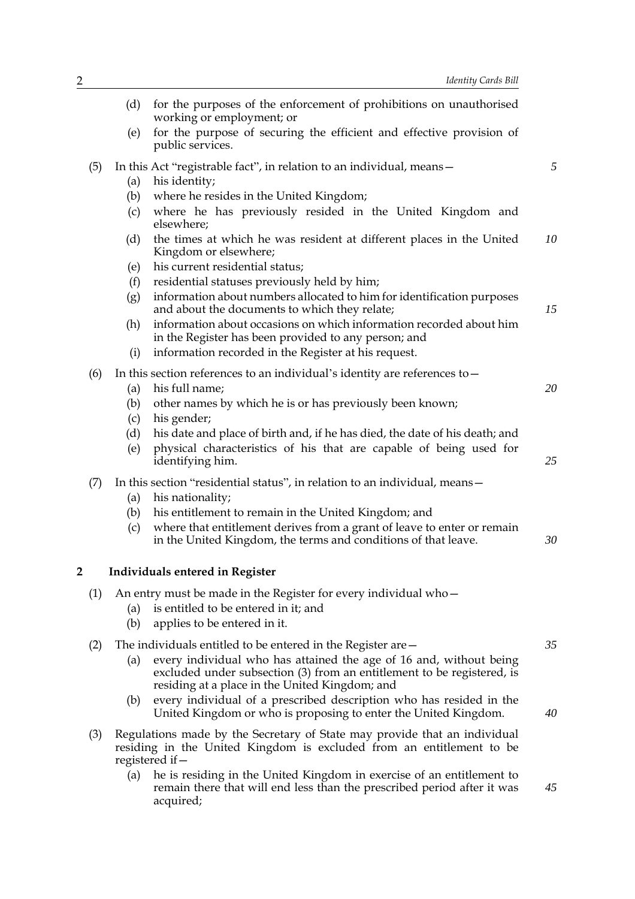(d) for the purposes of the enforcement of prohibitions on unauthorised working or employment; or

(e) for the purpose of securing the efficient and effective provision of public services.

(5) In this Act "registrable fact", in relation to an individual, means—

(a) his identity;

(b) where he resides in the United Kingdom;

(c) where he has previously resided in the United Kingdom and elsewhere;

(d) the times at which he was resident at different places in the United Kingdom or elsewhere;

(e) his current residential status;

(f) residential statuses previously held by him;

(g) information about numbers allocated to him for identification purposes and about the documents to which they relate;

(h) information about occasions on which information recorded about him in the Register has been provided to any person; and

(i) information recorded in the Register at his request.

(6) In this section references to an individual's identity are references to—

(a) his full name;

(b) other names by which he is or has previously been known;

(c) his gender;

(d) his date and place of birth and, if he has died, the date of his death; and

(e) physical characteristics of his that are capable of being used for identifying him.

(7) In this section "residential status", in relation to an individual, means—

(a) his nationality;

(b) his entitlement to remain in the United Kingdom; and

(c) where that entitlement derives from a grant of leave to enter or remain in the United Kingdom, the terms and conditions of that leave.

## 2 Individuals entered in Register

(1) An entry must be made in the Register for every individual who—

(a) is entitled to be entered in it; and

(b) applies to be entered in it.

(2) The individuals entitled to be entered in the Register are—

(a) every individual who has attained the age of 16 and, without being excluded under subsection (3) from an entitlement to be registered, is residing at a place in the United Kingdom; and

(b) every individual of a prescribed description who has resided in the United Kingdom or who is proposing to enter the United Kingdom.

(3) Regulations made by the Secretary of State may provide that an individual residing in the United Kingdom is excluded from an entitlement to be registered if—

(a) he is residing in the United Kingdom in exercise of an entitlement to remain there that will end less than the prescribed period after it was acquired;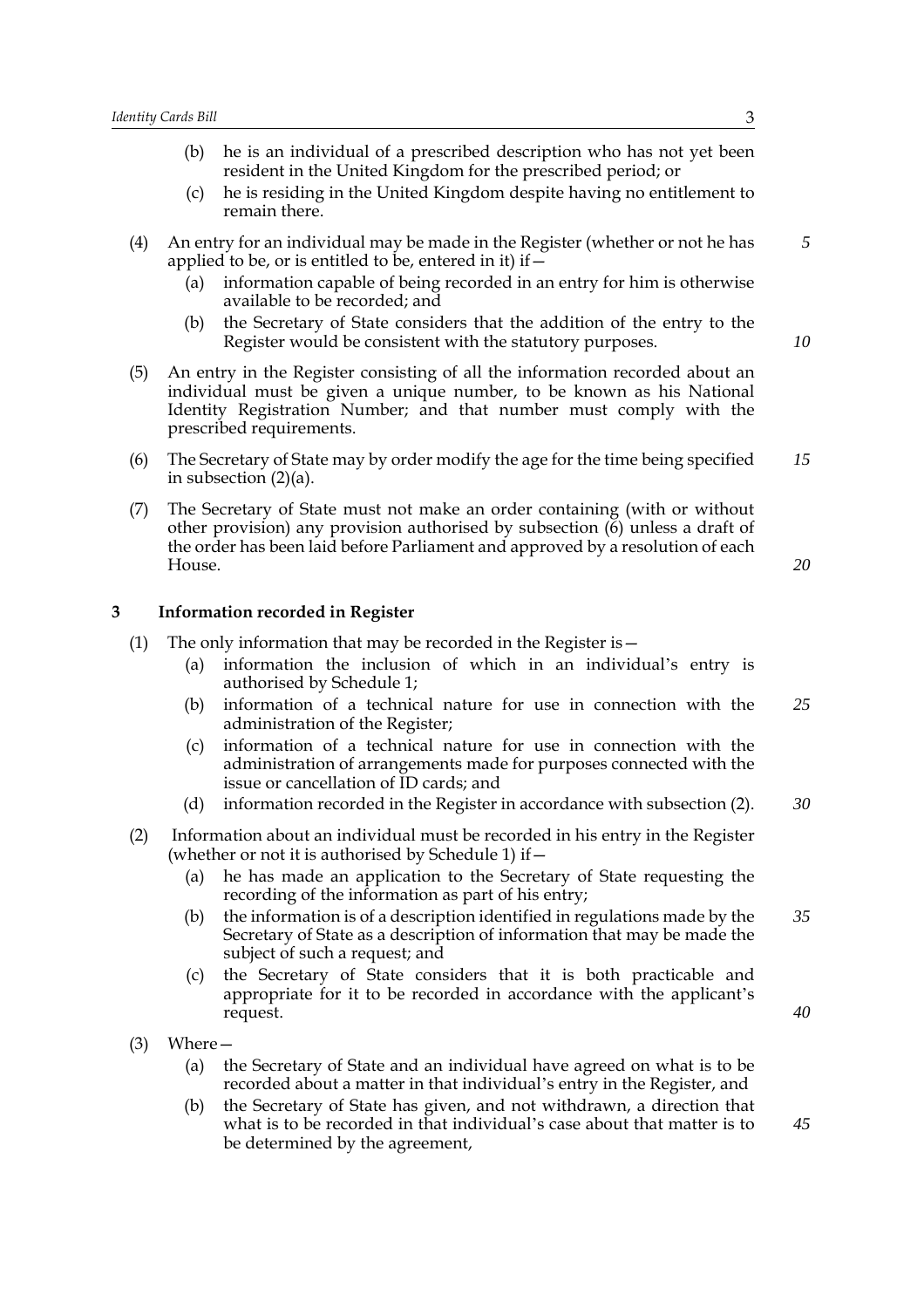(b) he is an individual of a prescribed description who has not yet been resident in the United Kingdom for the prescribed period; or

(c) he is residing in the United Kingdom despite having no entitlement to remain there.

(4) An entry for an individual may be made in the Register (whether or not he has applied to be, or is entitled to be, entered in it) if—

(a) information capable of being recorded in an entry for him is otherwise available to be recorded; and

(b) the Secretary of State considers that the addition of the entry to the Register would be consistent with the statutory purposes.

(5) An entry in the Register consisting of all the information recorded about an individual must be given a unique number, to be known as his National Identity Registration Number; and that number must comply with the prescribed requirements.

(6) The Secretary of State may by order modify the age for the time being specified in subsection (2)(a).

(7) The Secretary of State must not make an order containing (with or without other provision) any provision authorised by subsection (6) unless a draft of the order has been laid before Parliament and approved by a resolution of each House.

### 3 Information recorded in Register

(1) The only information that may be recorded in the Register is—

(a) information the inclusion of which in an individual's entry is authorised by Schedule 1;

(b) information of a technical nature for use in connection with the administration of the Register;

(c) information of a technical nature for use in connection with the administration of arrangements made for purposes connected with the issue or cancellation of ID cards; and

(d) information recorded in the Register in accordance with subsection (2).

(2) Information about an individual must be recorded in his entry in the Register (whether or not it is authorised by Schedule 1) if—

(a) he has made an application to the Secretary of State requesting the recording of the information as part of his entry;

(b) the information is of a description identified in regulations made by the Secretary of State as a description of information that may be made the subject of such a request; and

(c) the Secretary of State considers that it is both practicable and appropriate for it to be recorded in accordance with the applicant's request.

(3) Where—

(a) the Secretary of State and an individual have agreed on what is to be recorded about a matter in that individual's entry in the Register, and

(b) the Secretary of State has given, and not withdrawn, a direction that what is to be recorded in that individual's case about that matter is to be determined by the agreement,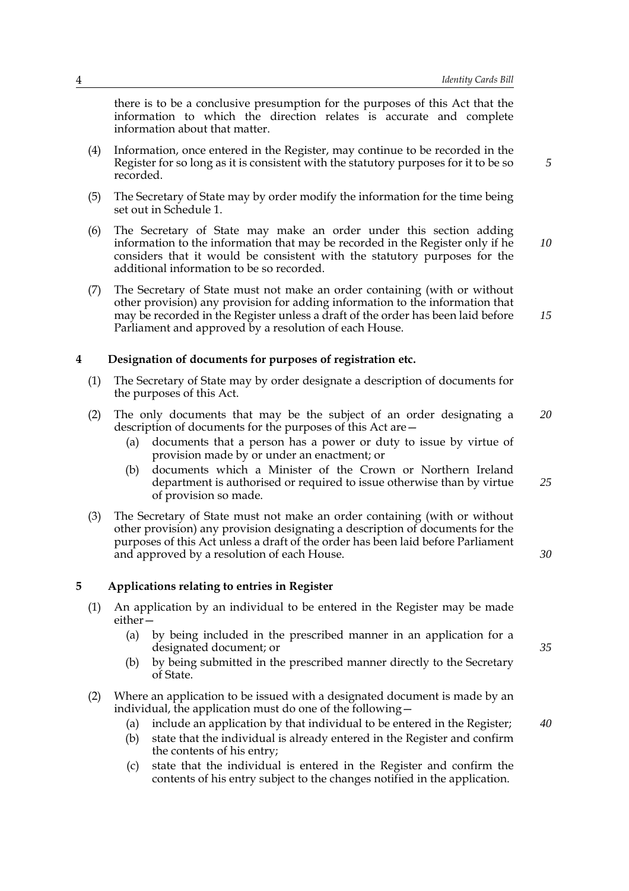there is to be a conclusive presumption for the purposes of this Act that the information to which the direction relates is accurate and complete information about that matter.

(4) Information, once entered in the Register, may continue to be recorded in the Register for so long as it is consistent with the statutory purposes for it to be so recorded.

(5) The Secretary of State may by order modify the information for the time being set out in Schedule 1.

(6) The Secretary of State may make an order under this section adding information to the information that may be recorded in the Register only if he considers that it would be consistent with the statutory purposes for the additional information to be so recorded.

(7) The Secretary of State must not make an order containing (with or without other provision) any provision for adding information to the information that may be recorded in the Register unless a draft of the order has been laid before Parliament and approved by a resolution of each House.

### 4 Designation of documents for purposes of registration etc.

(1) The Secretary of State may by order designate a description of documents for the purposes of this Act.

(2) The only documents that may be the subject of an order designating a description of documents for the purposes of this Act are—

(a) documents that a person has a power or duty to issue by virtue of provision made by or under an enactment; or

(b) documents which a Minister of the Crown or Northern Ireland department is authorised or required to issue otherwise than by virtue of provision so made.

(3) The Secretary of State must not make an order containing (with or without other provision) any provision designating a description of documents for the purposes of this Act unless a draft of the order has been laid before Parliament and approved by a resolution of each House.

### 5 Applications relating to entries in Register

(1) An application by an individual to be entered in the Register may be made either—

(a) by being included in the prescribed manner in an application for a designated document; or

(b) by being submitted in the prescribed manner directly to the Secretary of State.

(2) Where an application to be issued with a designated document is made by an individual, the application must do one of the following—

(a) include an application by that individual to be entered in the Register;

(b) state that the individual is already entered in the Register and confirm the contents of his entry;

(c) state that the individual is entered in the Register and confirm the contents of his entry subject to the changes notified in the application.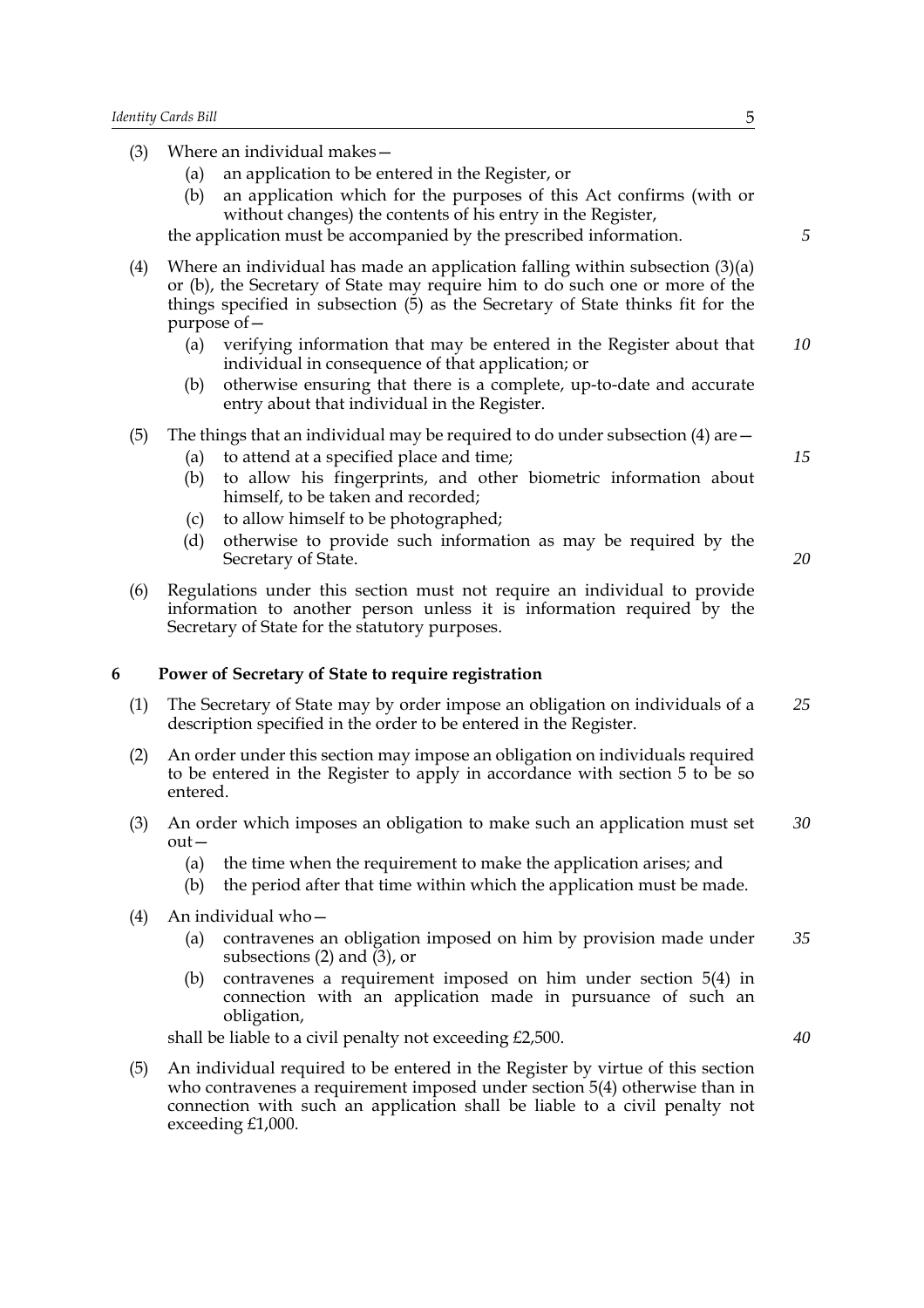(3) Where an individual makes—

   (a) an application to be entered in the Register, or

   (b) an application which for the purposes of this Act confirms (with or without changes) the contents of his entry in the Register,

   the application must be accompanied by the prescribed information.

(4) Where an individual has made an application falling within subsection (3)(a) or (b), the Secretary of State may require him to do such one or more of the things specified in subsection (5) as the Secretary of State thinks fit for the purpose of—

   (a) verifying information that may be entered in the Register about that individual in consequence of that application; or

   (b) otherwise ensuring that there is a complete, up-to-date and accurate entry about that individual in the Register.

(5) The things that an individual may be required to do under subsection (4) are—

   (a) to attend at a specified place and time;

   (b) to allow his fingerprints, and other biometric information about himself, to be taken and recorded;

   (c) to allow himself to be photographed;

   (d) otherwise to provide such information as may be required by the Secretary of State.

(6) Regulations under this section must not require an individual to provide information to another person unless it is information required by the Secretary of State for the statutory purposes.

### 6 Power of Secretary of State to require registration

(1) The Secretary of State may by order impose an obligation on individuals of a description specified in the order to be entered in the Register.

(2) An order under this section may impose an obligation on individuals required to be entered in the Register to apply in accordance with section 5 to be so entered.

(3) An order which imposes an obligation to make such an application must set out—

   (a) the time when the requirement to make the application arises; and

   (b) the period after that time within which the application must be made.

(4) An individual who—

   (a) contravenes an obligation imposed on him by provision made under subsections (2) and (3), or

   (b) contravenes a requirement imposed on him under section 5(4) in connection with an application made in pursuance of such an obligation,

   shall be liable to a civil penalty not exceeding £2,500.

(5) An individual required to be entered in the Register by virtue of this section who contravenes a requirement imposed under section 5(4) otherwise than in connection with such an application shall be liable to a civil penalty not exceeding £1,000.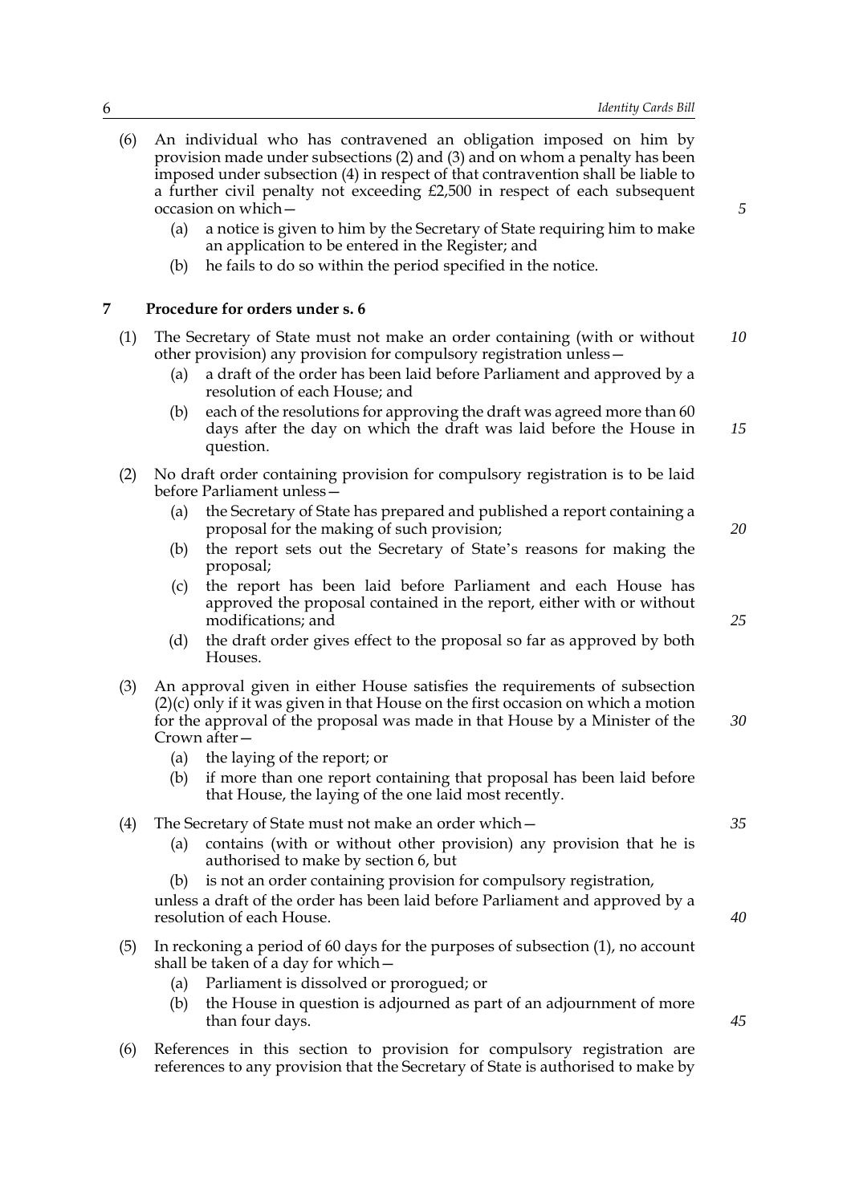(6) An individual who has contravened an obligation imposed on him by provision made under subsections (2) and (3) and on whom a penalty has been imposed under subsection (4) in respect of that contravention shall be liable to a further civil penalty not exceeding £2,500 in respect of each subsequent occasion on which—

(a) a notice is given to him by the Secretary of State requiring him to make an application to be entered in the Register; and

(b) he fails to do so within the period specified in the notice.

## 7 Procedure for orders under s. 6

(1) The Secretary of State must not make an order containing (with or without other provision) any provision for compulsory registration unless—

(a) a draft of the order has been laid before Parliament and approved by a resolution of each House; and

(b) each of the resolutions for approving the draft was agreed more than 60 days after the day on which the draft was laid before the House in question.

(2) No draft order containing provision for compulsory registration is to be laid before Parliament unless—

(a) the Secretary of State has prepared and published a report containing a proposal for the making of such provision;

(b) the report sets out the Secretary of State's reasons for making the proposal;

(c) the report has been laid before Parliament and each House has approved the proposal contained in the report, either with or without modifications; and

(d) the draft order gives effect to the proposal so far as approved by both Houses.

(3) An approval given in either House satisfies the requirements of subsection (2)(c) only if it was given in that House on the first occasion on which a motion for the approval of the proposal was made in that House by a Minister of the Crown after—

(a) the laying of the report; or

(b) if more than one report containing that proposal has been laid before that House, the laying of the one laid most recently.

(4) The Secretary of State must not make an order which—

(a) contains (with or without other provision) any provision that he is authorised to make by section 6, but

(b) is not an order containing provision for compulsory registration,

unless a draft of the order has been laid before Parliament and approved by a resolution of each House.

(5) In reckoning a period of 60 days for the purposes of subsection (1), no account shall be taken of a day for which—

(a) Parliament is dissolved or prorogued; or

(b) the House in question is adjourned as part of an adjournment of more than four days.

(6) References in this section to provision for compulsory registration are references to any provision that the Secretary of State is authorised to make by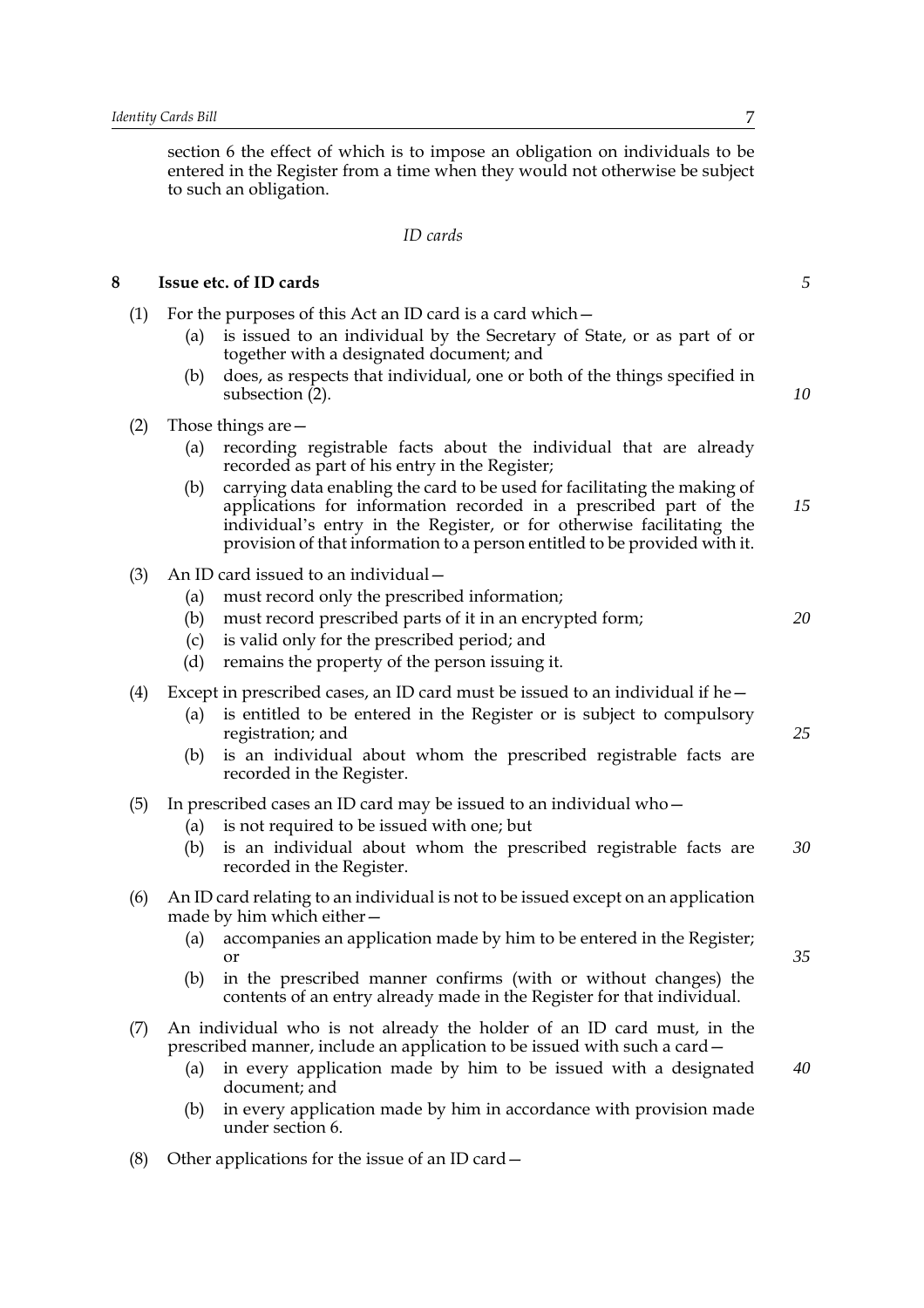section 6 the effect of which is to impose an obligation on individuals to be entered in the Register from a time when they would not otherwise be subject to such an obligation.

*ID cards*

**8 Issue etc. of ID cards**

(1) For the purposes of this Act an ID card is a card which—

   (a) is issued to an individual by the Secretary of State, or as part of or together with a designated document; and

   (b) does, as respects that individual, one or both of the things specified in subsection (2).

(2) Those things are—

   (a) recording registrable facts about the individual that are already recorded as part of his entry in the Register;

   (b) carrying data enabling the card to be used for facilitating the making of applications for information recorded in a prescribed part of the individual's entry in the Register, or for otherwise facilitating the provision of that information to a person entitled to be provided with it.

(3) An ID card issued to an individual—

   (a) must record only the prescribed information;

   (b) must record prescribed parts of it in an encrypted form;

   (c) is valid only for the prescribed period; and

   (d) remains the property of the person issuing it.

(4) Except in prescribed cases, an ID card must be issued to an individual if he—

   (a) is entitled to be entered in the Register or is subject to compulsory registration; and

   (b) is an individual about whom the prescribed registrable facts are recorded in the Register.

(5) In prescribed cases an ID card may be issued to an individual who—

   (a) is not required to be issued with one; but

   (b) is an individual about whom the prescribed registrable facts are recorded in the Register.

(6) An ID card relating to an individual is not to be issued except on an application made by him which either—

   (a) accompanies an application made by him to be entered in the Register; or

   (b) in the prescribed manner confirms (with or without changes) the contents of an entry already made in the Register for that individual.

(7) An individual who is not already the holder of an ID card must, in the prescribed manner, include an application to be issued with such a card—

   (a) in every application made by him to be issued with a designated document; and

   (b) in every application made by him in accordance with provision made under section 6.

(8) Other applications for the issue of an ID card—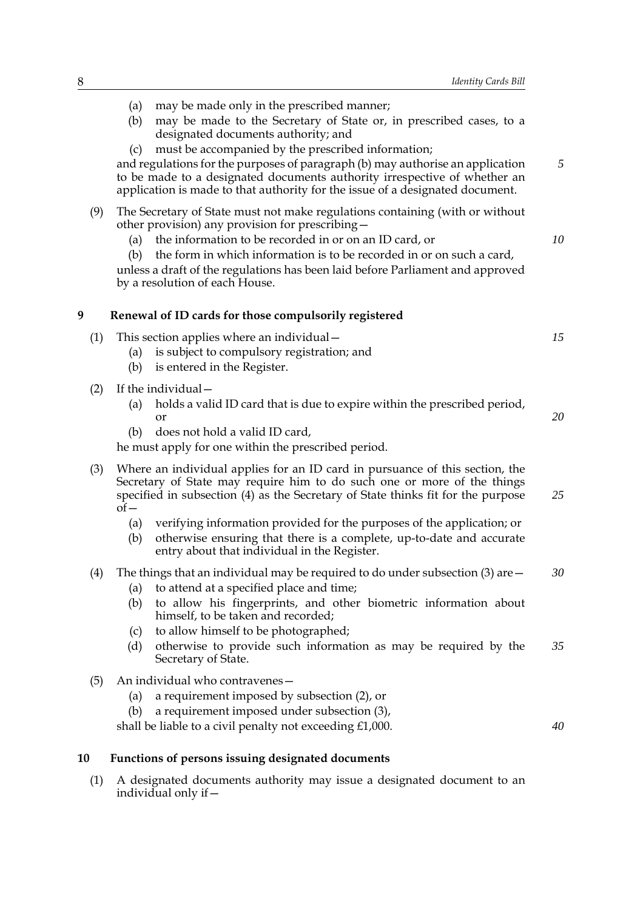(a) may be made only in the prescribed manner;

(b) may be made to the Secretary of State or, in prescribed cases, to a designated documents authority; and

(c) must be accompanied by the prescribed information;

and regulations for the purposes of paragraph (b) may authorise an application to be made to a designated documents authority irrespective of whether an application is made to that authority for the issue of a designated document.

(9) The Secretary of State must not make regulations containing (with or without other provision) any provision for prescribing—

(a) the information to be recorded in or on an ID card, or

(b) the form in which information is to be recorded in or on such a card,

unless a draft of the regulations has been laid before Parliament and approved by a resolution of each House.

## 9 Renewal of ID cards for those compulsorily registered

(1) This section applies where an individual—

(a) is subject to compulsory registration; and

(b) is entered in the Register.

(2) If the individual—

(a) holds a valid ID card that is due to expire within the prescribed period, or

(b) does not hold a valid ID card,

he must apply for one within the prescribed period.

(3) Where an individual applies for an ID card in pursuance of this section, the Secretary of State may require him to do such one or more of the things specified in subsection (4) as the Secretary of State thinks fit for the purpose of—

(a) verifying information provided for the purposes of the application; or

(b) otherwise ensuring that there is a complete, up-to-date and accurate entry about that individual in the Register.

(4) The things that an individual may be required to do under subsection (3) are—

(a) to attend at a specified place and time;

(b) to allow his fingerprints, and other biometric information about himself, to be taken and recorded;

(c) to allow himself to be photographed;

(d) otherwise to provide such information as may be required by the Secretary of State.

(5) An individual who contravenes—

(a) a requirement imposed by subsection (2), or

(b) a requirement imposed under subsection (3),

shall be liable to a civil penalty not exceeding £1,000.

## 10 Functions of persons issuing designated documents

(1) A designated documents authority may issue a designated document to an individual only if—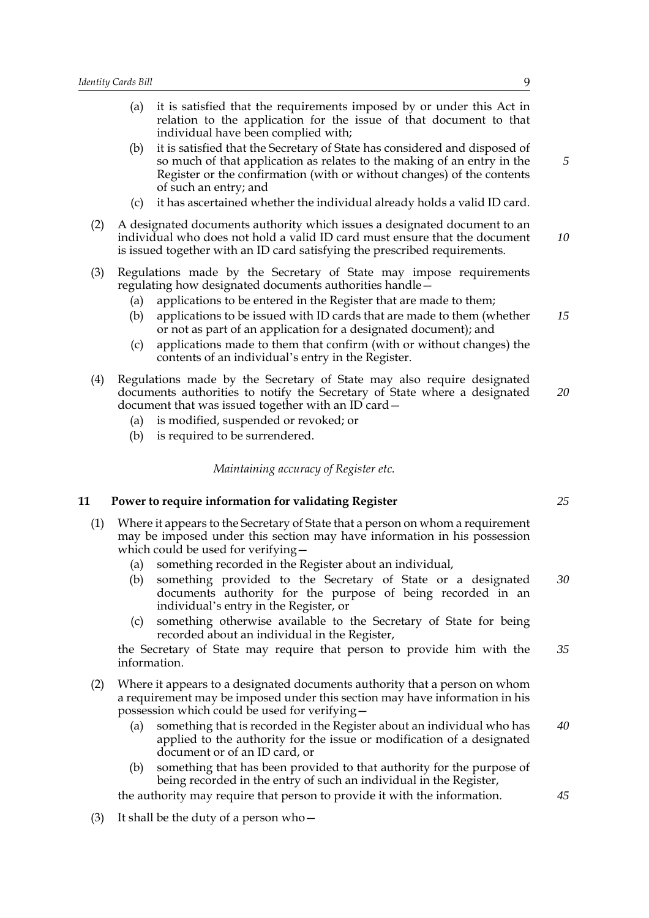(a) it is satisfied that the requirements imposed by or under this Act in relation to the application for the issue of that document to that individual have been complied with;

(b) it is satisfied that the Secretary of State has considered and disposed of so much of that application as relates to the making of an entry in the Register or the confirmation (with or without changes) of the contents of such an entry; and

(c) it has ascertained whether the individual already holds a valid ID card.

(2) A designated documents authority which issues a designated document to an individual who does not hold a valid ID card must ensure that the document is issued together with an ID card satisfying the prescribed requirements.

(3) Regulations made by the Secretary of State may impose requirements regulating how designated documents authorities handle—

(a) applications to be entered in the Register that are made to them;

(b) applications to be issued with ID cards that are made to them (whether or not as part of an application for a designated document); and

(c) applications made to them that confirm (with or without changes) the contents of an individual's entry in the Register.

(4) Regulations made by the Secretary of State may also require designated documents authorities to notify the Secretary of State where a designated document that was issued together with an ID card—

(a) is modified, suspended or revoked; or

(b) is required to be surrendered.

*Maintaining accuracy of Register etc.*

## 11 Power to require information for validating Register

(1) Where it appears to the Secretary of State that a person on whom a requirement may be imposed under this section may have information in his possession which could be used for verifying—

(a) something recorded in the Register about an individual,

(b) something provided to the Secretary of State or a designated documents authority for the purpose of being recorded in an individual's entry in the Register, or

(c) something otherwise available to the Secretary of State for being recorded about an individual in the Register,

the Secretary of State may require that person to provide him with the information.

(2) Where it appears to a designated documents authority that a person on whom a requirement may be imposed under this section may have information in his possession which could be used for verifying—

(a) something that is recorded in the Register about an individual who has applied to the authority for the issue or modification of a designated document or of an ID card, or

(b) something that has been provided to that authority for the purpose of being recorded in the entry of such an individual in the Register,

the authority may require that person to provide it with the information.

(3) It shall be the duty of a person who—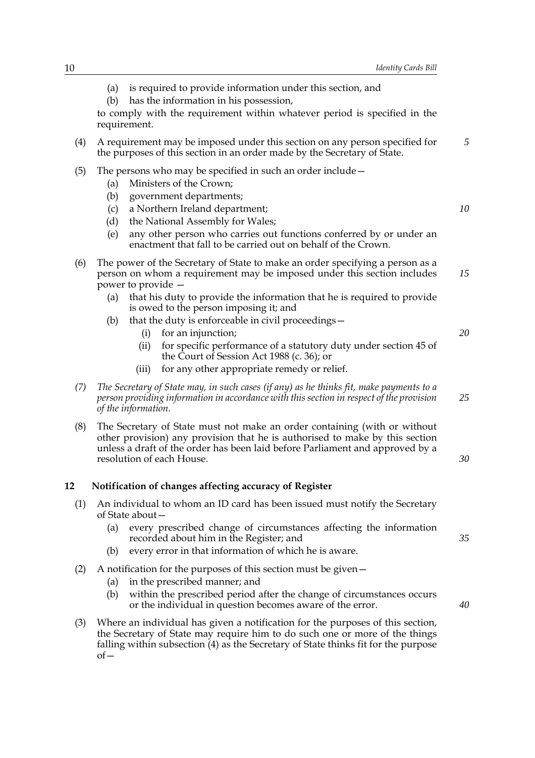(a) is required to provide information under this section, and

(b) has the information in his possession,

to comply with the requirement within whatever period is specified in the requirement.

(4) A requirement may be imposed under this section on any person specified for the purposes of this section in an order made by the Secretary of State.

(5) The persons who may be specified in such an order include—

(a) Ministers of the Crown;

(b) government departments;

(c) a Northern Ireland department;

(d) the National Assembly for Wales;

(e) any other person who carries out functions conferred by or under an enactment that fall to be carried out on behalf of the Crown.

(6) The power of the Secretary of State to make an order specifying a person as a person on whom a requirement may be imposed under this section includes power to provide —

(a) that his duty to provide the information that he is required to provide is owed to the person imposing it; and

(b) that the duty is enforceable in civil proceedings—

(i) for an injunction;

(ii) for specific performance of a statutory duty under section 45 of the Court of Session Act 1988 (c. 36); or

(iii) for any other appropriate remedy or relief.

*(7) The Secretary of State may, in such cases (if any) as he thinks fit, make payments to a person providing information in accordance with this section in respect of the provision of the information.*

(8) The Secretary of State must not make an order containing (with or without other provision) any provision that he is authorised to make by this section unless a draft of the order has been laid before Parliament and approved by a resolution of each House.

### 12 Notification of changes affecting accuracy of Register

(1) An individual to whom an ID card has been issued must notify the Secretary of State about—

(a) every prescribed change of circumstances affecting the information recorded about him in the Register; and

(b) every error in that information of which he is aware.

(2) A notification for the purposes of this section must be given—

(a) in the prescribed manner; and

(b) within the prescribed period after the change of circumstances occurs or the individual in question becomes aware of the error.

(3) Where an individual has given a notification for the purposes of this section, the Secretary of State may require him to do such one or more of the things falling within subsection (4) as the Secretary of State thinks fit for the purpose of—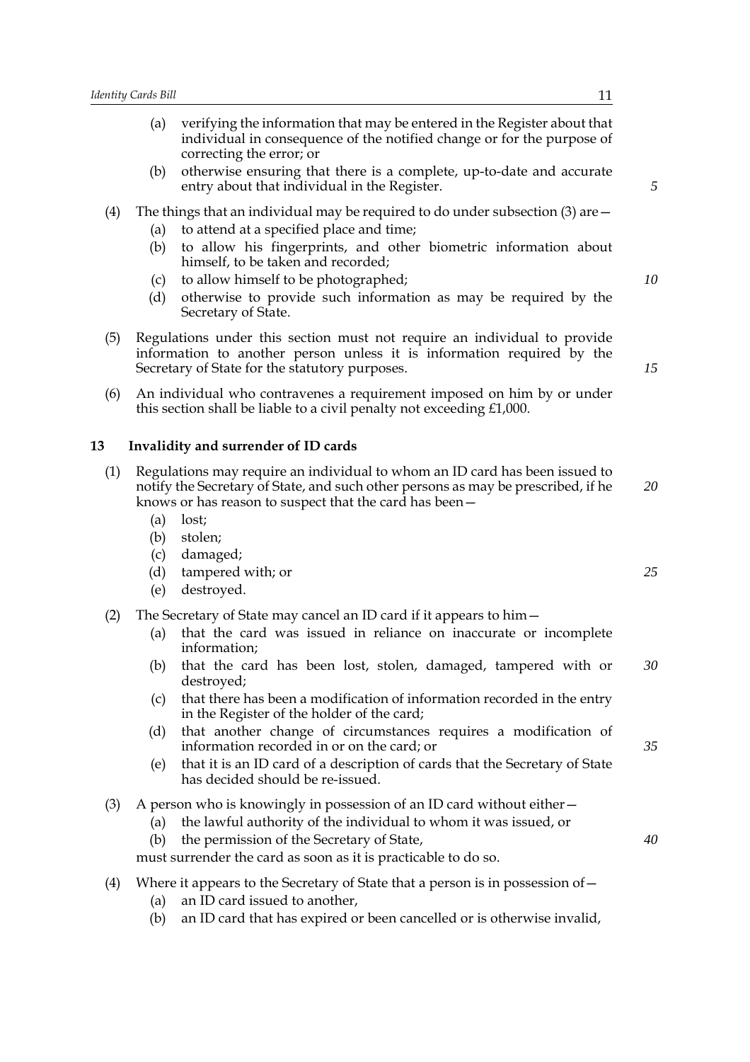(a) verifying the information that may be entered in the Register about that individual in consequence of the notified change or for the purpose of correcting the error; or

(b) otherwise ensuring that there is a complete, up-to-date and accurate entry about that individual in the Register.

(4) The things that an individual may be required to do under subsection (3) are—

(a) to attend at a specified place and time;

(b) to allow his fingerprints, and other biometric information about himself, to be taken and recorded;

(c) to allow himself to be photographed;

(d) otherwise to provide such information as may be required by the Secretary of State.

(5) Regulations under this section must not require an individual to provide information to another person unless it is information required by the Secretary of State for the statutory purposes.

(6) An individual who contravenes a requirement imposed on him by or under this section shall be liable to a civil penalty not exceeding £1,000.

## 13 Invalidity and surrender of ID cards

(1) Regulations may require an individual to whom an ID card has been issued to notify the Secretary of State, and such other persons as may be prescribed, if he knows or has reason to suspect that the card has been—

(a) lost;

(b) stolen;

(c) damaged;

(d) tampered with; or

(e) destroyed.

(2) The Secretary of State may cancel an ID card if it appears to him—

(a) that the card was issued in reliance on inaccurate or incomplete information;

(b) that the card has been lost, stolen, damaged, tampered with or destroyed;

(c) that there has been a modification of information recorded in the entry in the Register of the holder of the card;

(d) that another change of circumstances requires a modification of information recorded in or on the card; or

(e) that it is an ID card of a description of cards that the Secretary of State has decided should be re-issued.

(3) A person who is knowingly in possession of an ID card without either—

(a) the lawful authority of the individual to whom it was issued, or

(b) the permission of the Secretary of State,

must surrender the card as soon as it is practicable to do so.

(4) Where it appears to the Secretary of State that a person is in possession of—

(a) an ID card issued to another,

(b) an ID card that has expired or been cancelled or is otherwise invalid,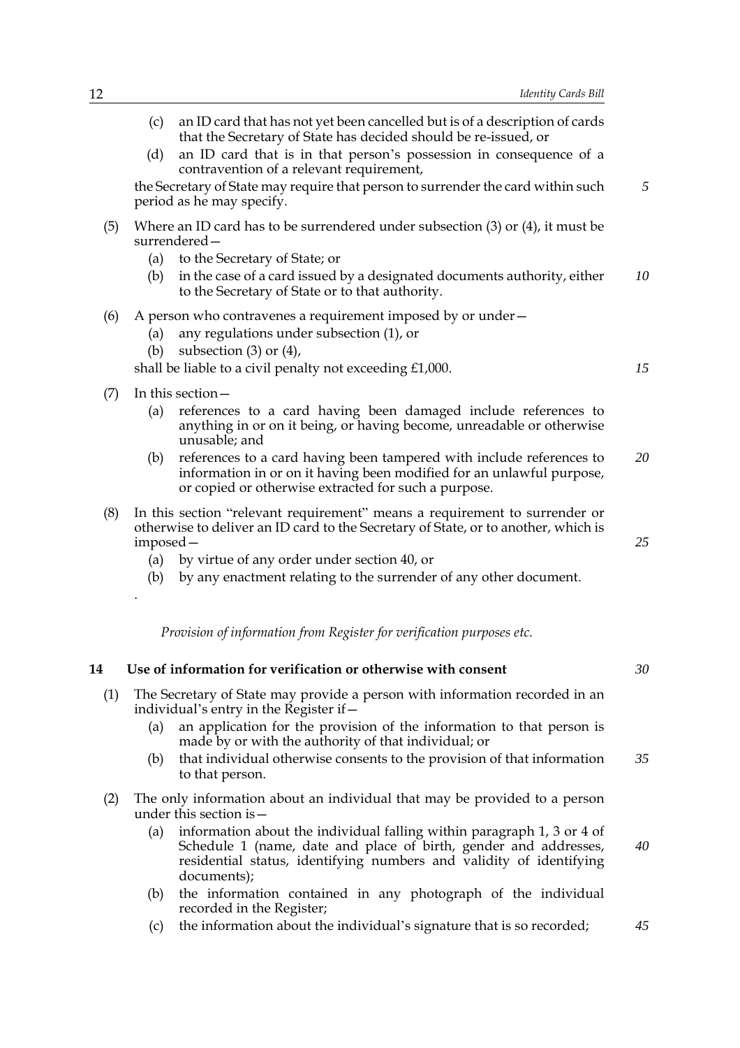(c) an ID card that has not yet been cancelled but is of a description of cards that the Secretary of State has decided should be re-issued, or

(d) an ID card that is in that person's possession in consequence of a contravention of a relevant requirement,

the Secretary of State may require that person to surrender the card within such period as he may specify.

(5) Where an ID card has to be surrendered under subsection (3) or (4), it must be surrendered—

(a) to the Secretary of State; or

(b) in the case of a card issued by a designated documents authority, either to the Secretary of State or to that authority.

(6) A person who contravenes a requirement imposed by or under—

(a) any regulations under subsection (1), or

(b) subsection (3) or (4),

shall be liable to a civil penalty not exceeding £1,000.

(7) In this section—

(a) references to a card having been damaged include references to anything in or on it being, or having become, unreadable or otherwise unusable; and

(b) references to a card having been tampered with include references to information in or on it having been modified for an unlawful purpose, or copied or otherwise extracted for such a purpose.

(8) In this section "relevant requirement" means a requirement to surrender or otherwise to deliver an ID card to the Secretary of State, or to another, which is imposed—

(a) by virtue of any order under section 40, or

(b) by any enactment relating to the surrender of any other document.

.

*Provision of information from Register for verification purposes etc.*

## 14 Use of information for verification or otherwise with consent

(1) The Secretary of State may provide a person with information recorded in an individual's entry in the Register if—

(a) an application for the provision of the information to that person is made by or with the authority of that individual; or

(b) that individual otherwise consents to the provision of that information to that person.

(2) The only information about an individual that may be provided to a person under this section is—

(a) information about the individual falling within paragraph 1, 3 or 4 of Schedule 1 (name, date and place of birth, gender and addresses, residential status, identifying numbers and validity of identifying documents);

(b) the information contained in any photograph of the individual recorded in the Register;

(c) the information about the individual's signature that is so recorded;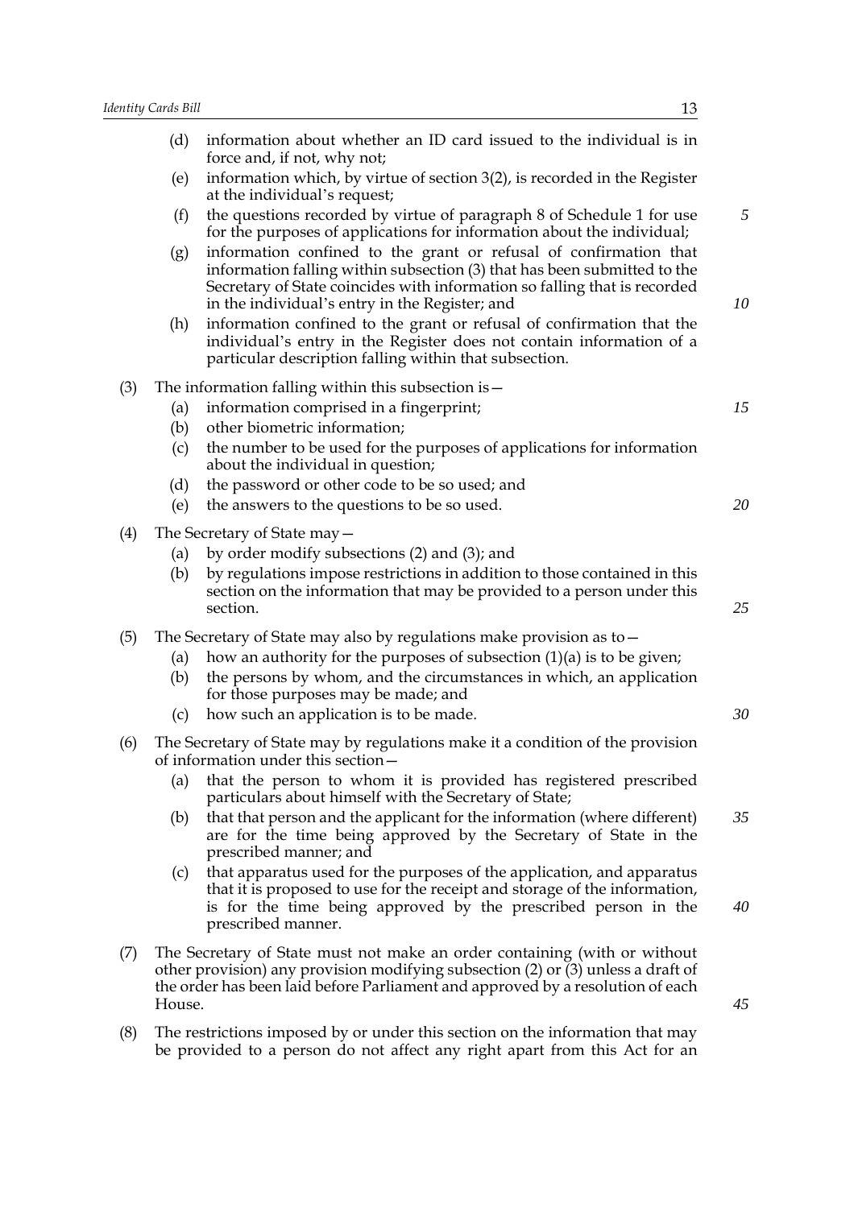(d) information about whether an ID card issued to the individual is in force and, if not, why not;

(e) information which, by virtue of section 3(2), is recorded in the Register at the individual's request;

(f) the questions recorded by virtue of paragraph 8 of Schedule 1 for use for the purposes of applications for information about the individual;

(g) information confined to the grant or refusal of confirmation that information falling within subsection (3) that has been submitted to the Secretary of State coincides with information so falling that is recorded in the individual's entry in the Register; and

(h) information confined to the grant or refusal of confirmation that the individual's entry in the Register does not contain information of a particular description falling within that subsection.

(3) The information falling within this subsection is—

(a) information comprised in a fingerprint;

(b) other biometric information;

(c) the number to be used for the purposes of applications for information about the individual in question;

(d) the password or other code to be so used; and

(e) the answers to the questions to be so used.

(4) The Secretary of State may—

(a) by order modify subsections (2) and (3); and

(b) by regulations impose restrictions in addition to those contained in this section on the information that may be provided to a person under this section.

(5) The Secretary of State may also by regulations make provision as to—

(a) how an authority for the purposes of subsection (1)(a) is to be given;

(b) the persons by whom, and the circumstances in which, an application for those purposes may be made; and

(c) how such an application is to be made.

(6) The Secretary of State may by regulations make it a condition of the provision of information under this section—

(a) that the person to whom it is provided has registered prescribed particulars about himself with the Secretary of State;

(b) that that person and the applicant for the information (where different) are for the time being approved by the Secretary of State in the prescribed manner; and

(c) that apparatus used for the purposes of the application, and apparatus that it is proposed to use for the receipt and storage of the information, is for the time being approved by the prescribed person in the prescribed manner.

(7) The Secretary of State must not make an order containing (with or without other provision) any provision modifying subsection (2) or (3) unless a draft of the order has been laid before Parliament and approved by a resolution of each House.

(8) The restrictions imposed by or under this section on the information that may be provided to a person do not affect any right apart from this Act for an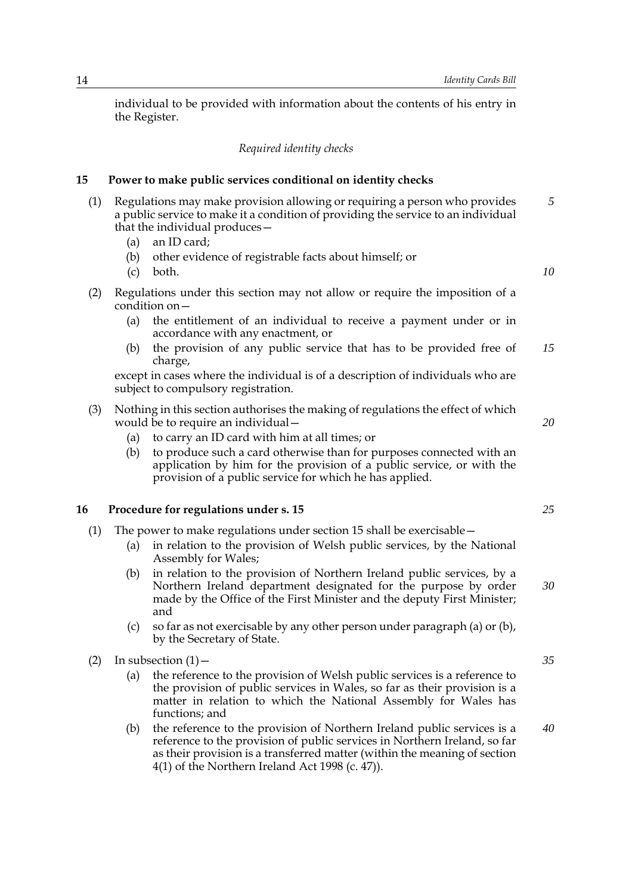individual to be provided with information about the contents of his entry in the Register.

*Required identity checks*

## 15 Power to make public services conditional on identity checks

(1) Regulations may make provision allowing or requiring a person who provides a public service to make it a condition of providing the service to an individual that the individual produces—

   (a) an ID card;

   (b) other evidence of registrable facts about himself; or

   (c) both.

(2) Regulations under this section may not allow or require the imposition of a condition on—

   (a) the entitlement of an individual to receive a payment under or in accordance with any enactment, or

   (b) the provision of any public service that has to be provided free of charge,

except in cases where the individual is of a description of individuals who are subject to compulsory registration.

(3) Nothing in this section authorises the making of regulations the effect of which would be to require an individual—

   (a) to carry an ID card with him at all times; or

   (b) to produce such a card otherwise than for purposes connected with an application by him for the provision of a public service, or with the provision of a public service for which he has applied.

## 16 Procedure for regulations under s. 15

(1) The power to make regulations under section 15 shall be exercisable—

   (a) in relation to the provision of Welsh public services, by the National Assembly for Wales;

   (b) in relation to the provision of Northern Ireland public services, by a Northern Ireland department designated for the purpose by order made by the Office of the First Minister and the deputy First Minister; and

   (c) so far as not exercisable by any other person under paragraph (a) or (b), by the Secretary of State.

(2) In subsection (1)—

   (a) the reference to the provision of Welsh public services is a reference to the provision of public services in Wales, so far as their provision is a matter in relation to which the National Assembly for Wales has functions; and

   (b) the reference to the provision of Northern Ireland public services is a reference to the provision of public services in Northern Ireland, so far as their provision is a transferred matter (within the meaning of section 4(1) of the Northern Ireland Act 1998 (c. 47)).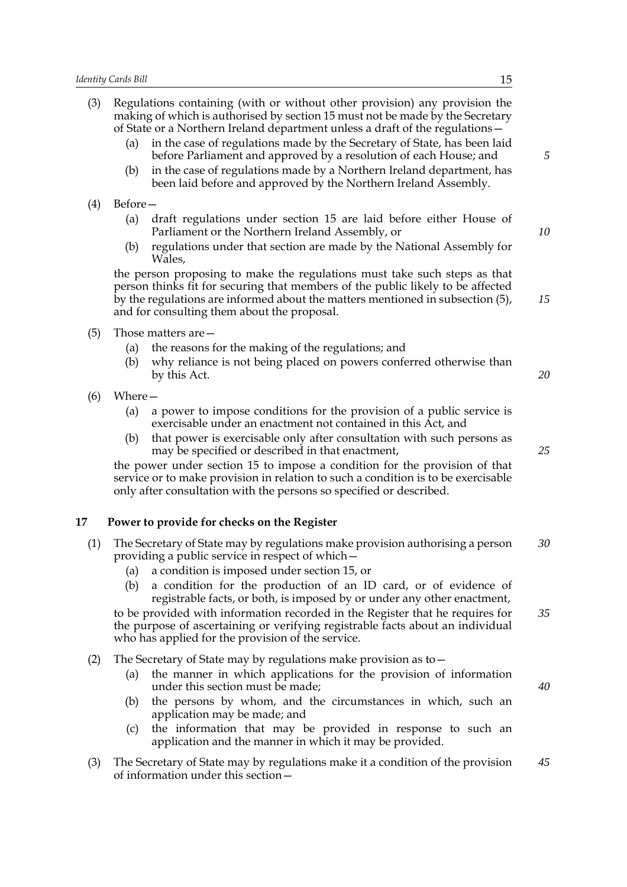(3) Regulations containing (with or without other provision) any provision the making of which is authorised by section 15 must not be made by the Secretary of State or a Northern Ireland department unless a draft of the regulations—

   (a) in the case of regulations made by the Secretary of State, has been laid before Parliament and approved by a resolution of each House; and

   (b) in the case of regulations made by a Northern Ireland department, has been laid before and approved by the Northern Ireland Assembly.

(4) Before—

   (a) draft regulations under section 15 are laid before either House of Parliament or the Northern Ireland Assembly, or

   (b) regulations under that section are made by the National Assembly for Wales,

the person proposing to make the regulations must take such steps as that person thinks fit for securing that members of the public likely to be affected by the regulations are informed about the matters mentioned in subsection (5), and for consulting them about the proposal.

(5) Those matters are—

   (a) the reasons for the making of the regulations; and

   (b) why reliance is not being placed on powers conferred otherwise than by this Act.

(6) Where—

   (a) a power to impose conditions for the provision of a public service is exercisable under an enactment not contained in this Act, and

   (b) that power is exercisable only after consultation with such persons as may be specified or described in that enactment,

the power under section 15 to impose a condition for the provision of that service or to make provision in relation to such a condition is to be exercisable only after consultation with the persons so specified or described.

## 17 Power to provide for checks on the Register

(1) The Secretary of State may by regulations make provision authorising a person providing a public service in respect of which—

   (a) a condition is imposed under section 15, or

   (b) a condition for the production of an ID card, or of evidence of registrable facts, or both, is imposed by or under any other enactment,

to be provided with information recorded in the Register that he requires for the purpose of ascertaining or verifying registrable facts about an individual who has applied for the provision of the service.

(2) The Secretary of State may by regulations make provision as to—

   (a) the manner in which applications for the provision of information under this section must be made;

   (b) the persons by whom, and the circumstances in which, such an application may be made; and

   (c) the information that may be provided in response to such an application and the manner in which it may be provided.

(3) The Secretary of State may by regulations make it a condition of the provision of information under this section—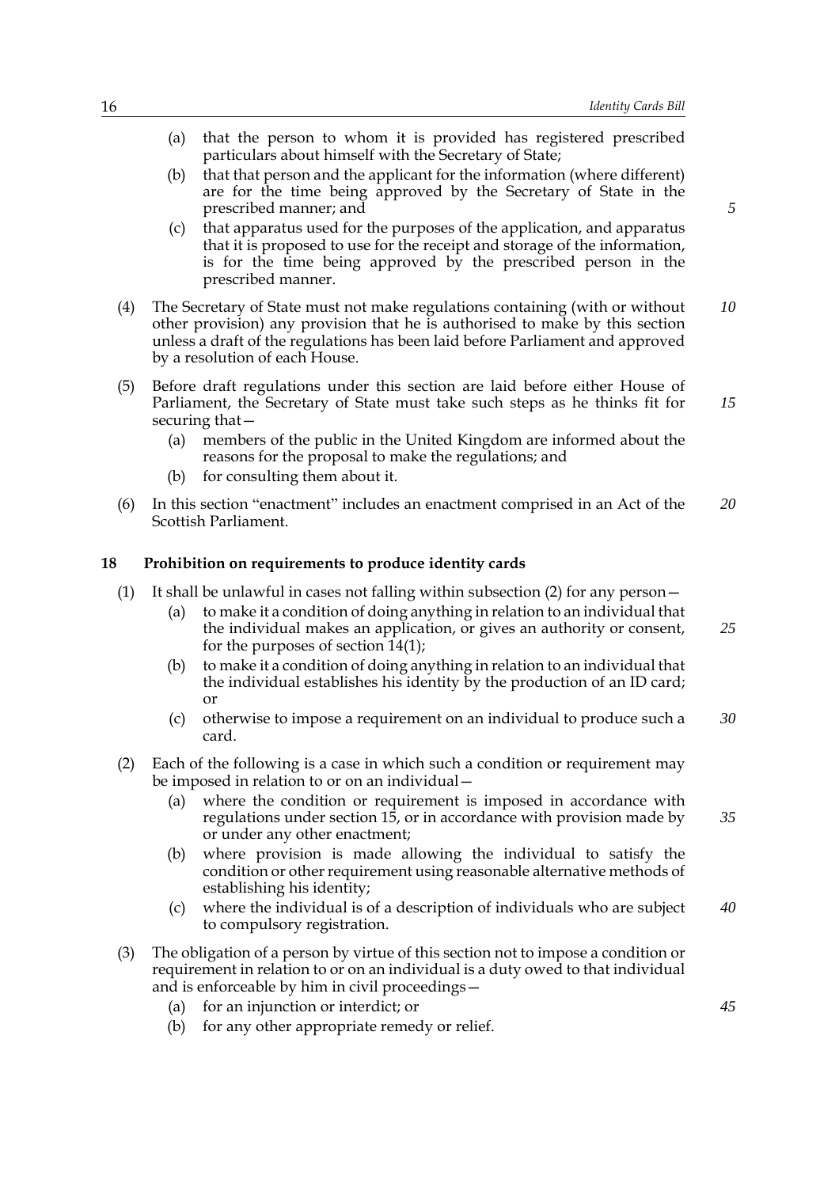(a) that the person to whom it is provided has registered prescribed particulars about himself with the Secretary of State;

(b) that that person and the applicant for the information (where different) are for the time being approved by the Secretary of State in the prescribed manner; and

(c) that apparatus used for the purposes of the application, and apparatus that it is proposed to use for the receipt and storage of the information, is for the time being approved by the prescribed person in the prescribed manner.

(4) The Secretary of State must not make regulations containing (with or without other provision) any provision that he is authorised to make by this section unless a draft of the regulations has been laid before Parliament and approved by a resolution of each House.

(5) Before draft regulations under this section are laid before either House of Parliament, the Secretary of State must take such steps as he thinks fit for securing that—

(a) members of the public in the United Kingdom are informed about the reasons for the proposal to make the regulations; and

(b) for consulting them about it.

(6) In this section "enactment" includes an enactment comprised in an Act of the Scottish Parliament.

## 18 Prohibition on requirements to produce identity cards

(1) It shall be unlawful in cases not falling within subsection (2) for any person—

(a) to make it a condition of doing anything in relation to an individual that the individual makes an application, or gives an authority or consent, for the purposes of section 14(1);

(b) to make it a condition of doing anything in relation to an individual that the individual establishes his identity by the production of an ID card; or

(c) otherwise to impose a requirement on an individual to produce such a card.

(2) Each of the following is a case in which such a condition or requirement may be imposed in relation to or on an individual—

(a) where the condition or requirement is imposed in accordance with regulations under section 15, or in accordance with provision made by or under any other enactment;

(b) where provision is made allowing the individual to satisfy the condition or other requirement using reasonable alternative methods of establishing his identity;

(c) where the individual is of a description of individuals who are subject to compulsory registration.

(3) The obligation of a person by virtue of this section not to impose a condition or requirement in relation to or on an individual is a duty owed to that individual and is enforceable by him in civil proceedings—

(a) for an injunction or interdict; or

(b) for any other appropriate remedy or relief.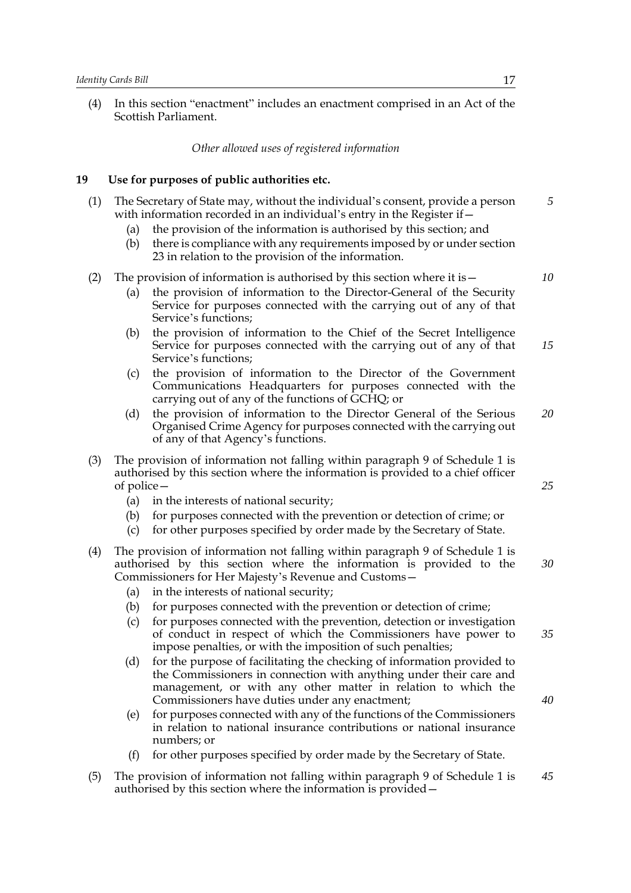(4) In this section "enactment" includes an enactment comprised in an Act of the Scottish Parliament.

*Other allowed uses of registered information*

### 19 Use for purposes of public authorities etc.

(1) The Secretary of State may, without the individual's consent, provide a person with information recorded in an individual's entry in the Register if—

- (a) the provision of the information is authorised by this section; and
- (b) there is compliance with any requirements imposed by or under section 23 in relation to the provision of the information.

(2) The provision of information is authorised by this section where it is—

- (a) the provision of information to the Director-General of the Security Service for purposes connected with the carrying out of any of that Service's functions;
- (b) the provision of information to the Chief of the Secret Intelligence Service for purposes connected with the carrying out of any of that Service's functions;
- (c) the provision of information to the Director of the Government Communications Headquarters for purposes connected with the carrying out of any of the functions of GCHQ; or
- (d) the provision of information to the Director General of the Serious Organised Crime Agency for purposes connected with the carrying out of any of that Agency's functions.

(3) The provision of information not falling within paragraph 9 of Schedule 1 is authorised by this section where the information is provided to a chief officer of police—

- (a) in the interests of national security;
- (b) for purposes connected with the prevention or detection of crime; or
- (c) for other purposes specified by order made by the Secretary of State.

(4) The provision of information not falling within paragraph 9 of Schedule 1 is authorised by this section where the information is provided to the Commissioners for Her Majesty's Revenue and Customs—

- (a) in the interests of national security;
- (b) for purposes connected with the prevention or detection of crime;
- (c) for purposes connected with the prevention, detection or investigation of conduct in respect of which the Commissioners have power to impose penalties, or with the imposition of such penalties;
- (d) for the purpose of facilitating the checking of information provided to the Commissioners in connection with anything under their care and management, or with any other matter in relation to which the Commissioners have duties under any enactment;
- (e) for purposes connected with any of the functions of the Commissioners in relation to national insurance contributions or national insurance numbers; or
- (f) for other purposes specified by order made by the Secretary of State.

(5) The provision of information not falling within paragraph 9 of Schedule 1 is authorised by this section where the information is provided—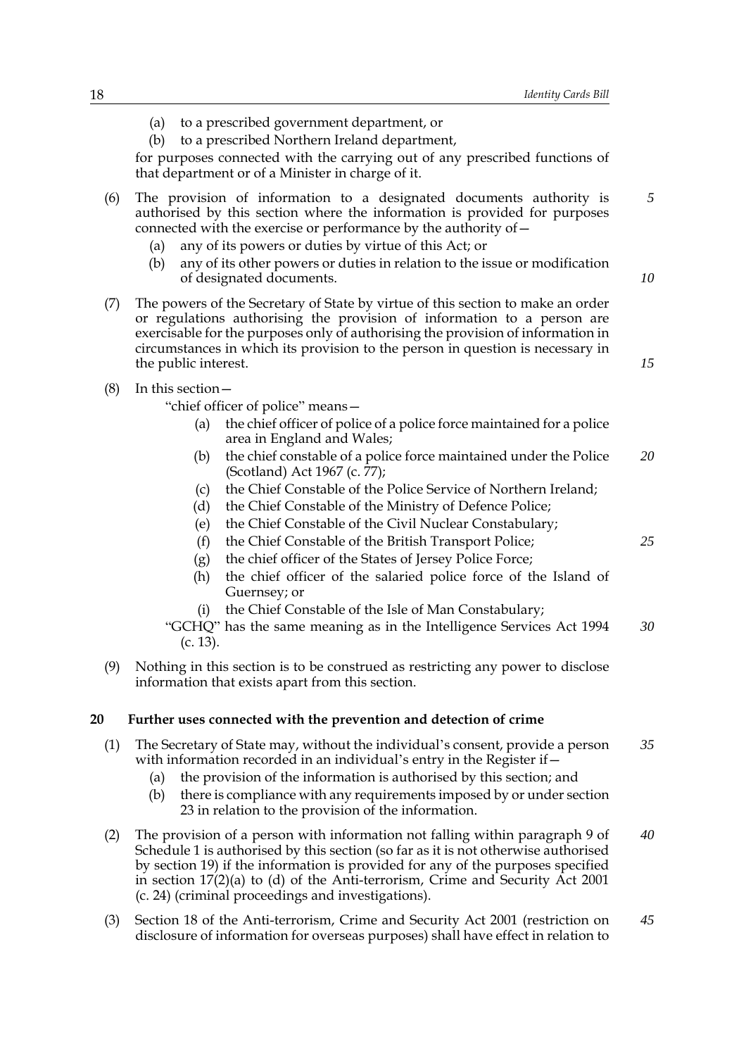(a) to a prescribed government department, or

(b) to a prescribed Northern Ireland department,

for purposes connected with the carrying out of any prescribed functions of that department or of a Minister in charge of it.

(6) The provision of information to a designated documents authority is authorised by this section where the information is provided for purposes connected with the exercise or performance by the authority of—

(a) any of its powers or duties by virtue of this Act; or

(b) any of its other powers or duties in relation to the issue or modification of designated documents.

(7) The powers of the Secretary of State by virtue of this section to make an order or regulations authorising the provision of information to a person are exercisable for the purposes only of authorising the provision of information in circumstances in which its provision to the person in question is necessary in the public interest.

(8) In this section—

"chief officer of police" means—

(a) the chief officer of police of a police force maintained for a police area in England and Wales;

(b) the chief constable of a police force maintained under the Police (Scotland) Act 1967 (c. 77);

(c) the Chief Constable of the Police Service of Northern Ireland;

(d) the Chief Constable of the Ministry of Defence Police;

(e) the Chief Constable of the Civil Nuclear Constabulary;

(f) the Chief Constable of the British Transport Police;

(g) the chief officer of the States of Jersey Police Force;

(h) the chief officer of the salaried police force of the Island of Guernsey; or

(i) the Chief Constable of the Isle of Man Constabulary;

"GCHQ" has the same meaning as in the Intelligence Services Act 1994 (c. 13).

(9) Nothing in this section is to be construed as restricting any power to disclose information that exists apart from this section.

## 20 Further uses connected with the prevention and detection of crime

(1) The Secretary of State may, without the individual's consent, provide a person with information recorded in an individual's entry in the Register if—

(a) the provision of the information is authorised by this section; and

(b) there is compliance with any requirements imposed by or under section 23 in relation to the provision of the information.

(2) The provision of a person with information not falling within paragraph 9 of Schedule 1 is authorised by this section (so far as it is not otherwise authorised by section 19) if the information is provided for any of the purposes specified in section 17(2)(a) to (d) of the Anti-terrorism, Crime and Security Act 2001 (c. 24) (criminal proceedings and investigations).

(3) Section 18 of the Anti-terrorism, Crime and Security Act 2001 (restriction on disclosure of information for overseas purposes) shall have effect in relation to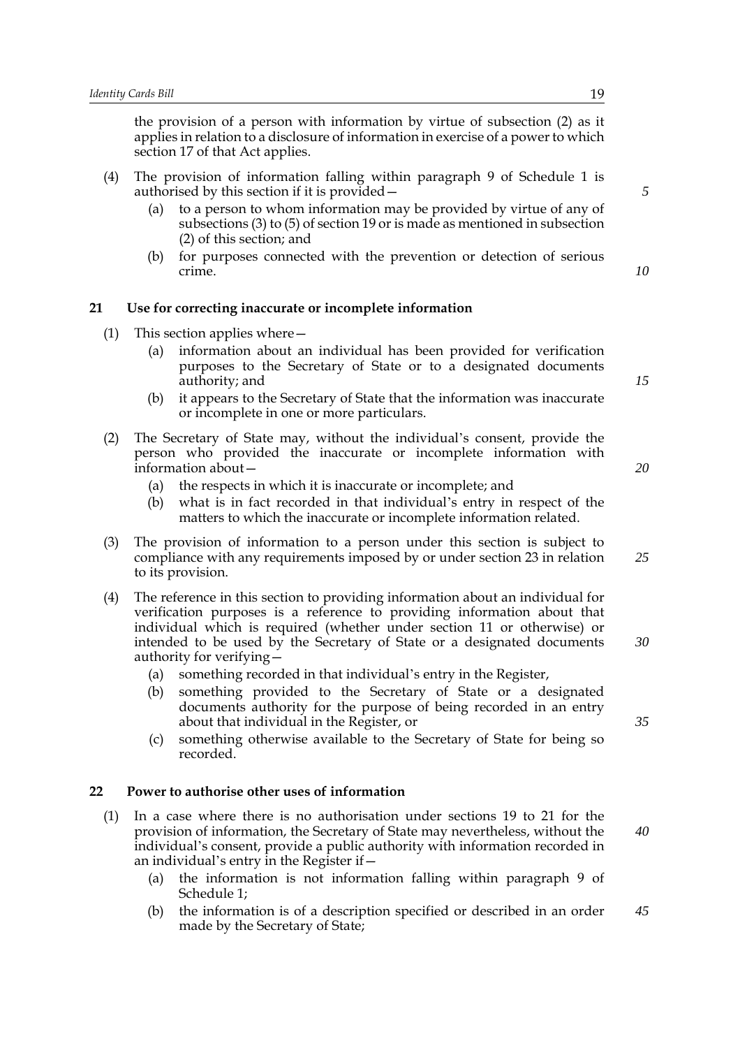the provision of a person with information by virtue of subsection (2) as it applies in relation to a disclosure of information in exercise of a power to which section 17 of that Act applies.

(4) The provision of information falling within paragraph 9 of Schedule 1 is authorised by this section if it is provided—

(a) to a person to whom information may be provided by virtue of any of subsections (3) to (5) of section 19 or is made as mentioned in subsection (2) of this section; and

(b) for purposes connected with the prevention or detection of serious crime.

## 21 Use for correcting inaccurate or incomplete information

(1) This section applies where—

(a) information about an individual has been provided for verification purposes to the Secretary of State or to a designated documents authority; and

(b) it appears to the Secretary of State that the information was inaccurate or incomplete in one or more particulars.

(2) The Secretary of State may, without the individual's consent, provide the person who provided the inaccurate or incomplete information with information about—

(a) the respects in which it is inaccurate or incomplete; and

(b) what is in fact recorded in that individual's entry in respect of the matters to which the inaccurate or incomplete information related.

(3) The provision of information to a person under this section is subject to compliance with any requirements imposed by or under section 23 in relation to its provision.

(4) The reference in this section to providing information about an individual for verification purposes is a reference to providing information about that individual which is required (whether under section 11 or otherwise) or intended to be used by the Secretary of State or a designated documents authority for verifying—

(a) something recorded in that individual's entry in the Register,

(b) something provided to the Secretary of State or a designated documents authority for the purpose of being recorded in an entry about that individual in the Register, or

(c) something otherwise available to the Secretary of State for being so recorded.

## 22 Power to authorise other uses of information

(1) In a case where there is no authorisation under sections 19 to 21 for the provision of information, the Secretary of State may nevertheless, without the individual's consent, provide a public authority with information recorded in an individual's entry in the Register if—

(a) the information is not information falling within paragraph 9 of Schedule 1;

(b) the information is of a description specified or described in an order made by the Secretary of State;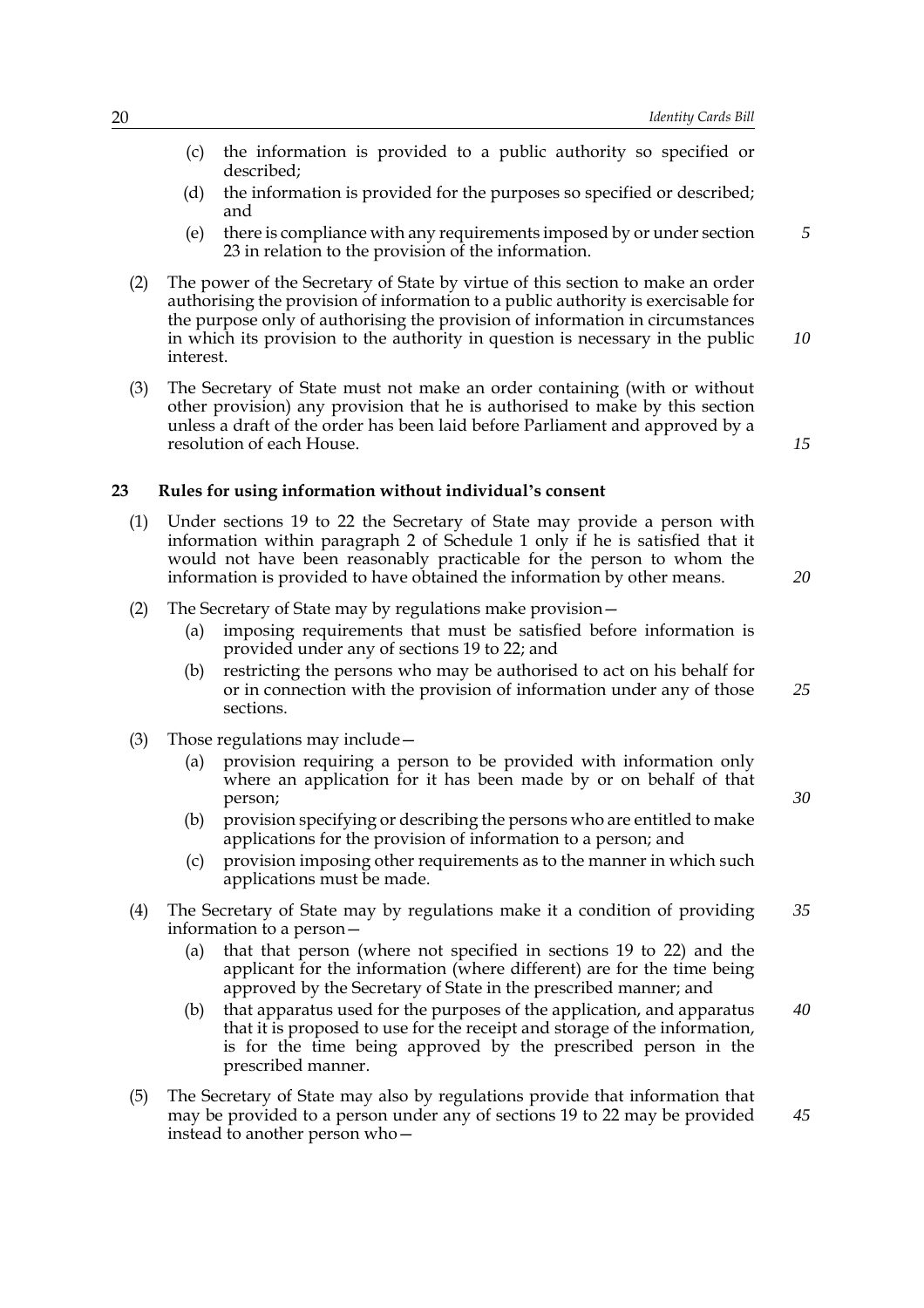(c) the information is provided to a public authority so specified or described;

(d) the information is provided for the purposes so specified or described; and

(e) there is compliance with any requirements imposed by or under section 23 in relation to the provision of the information.

(2) The power of the Secretary of State by virtue of this section to make an order authorising the provision of information to a public authority is exercisable for the purpose only of authorising the provision of information in circumstances in which its provision to the authority in question is necessary in the public interest.

(3) The Secretary of State must not make an order containing (with or without other provision) any provision that he is authorised to make by this section unless a draft of the order has been laid before Parliament and approved by a resolution of each House.

## 23 Rules for using information without individual's consent

(1) Under sections 19 to 22 the Secretary of State may provide a person with information within paragraph 2 of Schedule 1 only if he is satisfied that it would not have been reasonably practicable for the person to whom the information is provided to have obtained the information by other means.

(2) The Secretary of State may by regulations make provision—

(a) imposing requirements that must be satisfied before information is provided under any of sections 19 to 22; and

(b) restricting the persons who may be authorised to act on his behalf for or in connection with the provision of information under any of those sections.

(3) Those regulations may include—

(a) provision requiring a person to be provided with information only where an application for it has been made by or on behalf of that person;

(b) provision specifying or describing the persons who are entitled to make applications for the provision of information to a person; and

(c) provision imposing other requirements as to the manner in which such applications must be made.

(4) The Secretary of State may by regulations make it a condition of providing information to a person—

(a) that that person (where not specified in sections 19 to 22) and the applicant for the information (where different) are for the time being approved by the Secretary of State in the prescribed manner; and

(b) that apparatus used for the purposes of the application, and apparatus that it is proposed to use for the receipt and storage of the information, is for the time being approved by the prescribed person in the prescribed manner.

(5) The Secretary of State may also by regulations provide that information that may be provided to a person under any of sections 19 to 22 may be provided instead to another person who—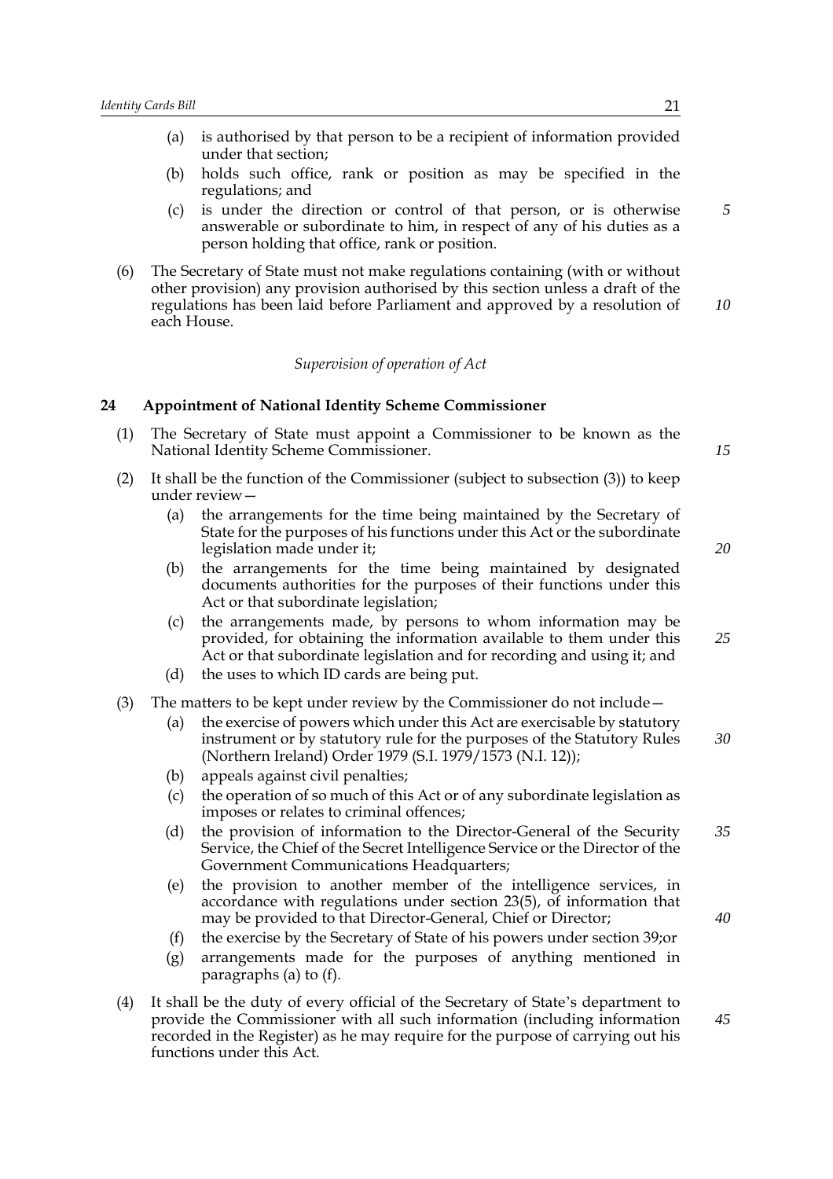(a) is authorised by that person to be a recipient of information provided under that section;

(b) holds such office, rank or position as may be specified in the regulations; and

(c) is under the direction or control of that person, or is otherwise answerable or subordinate to him, in respect of any of his duties as a person holding that office, rank or position.

(6) The Secretary of State must not make regulations containing (with or without other provision) any provision authorised by this section unless a draft of the regulations has been laid before Parliament and approved by a resolution of each House.

*Supervision of operation of Act*

### 24 Appointment of National Identity Scheme Commissioner

(1) The Secretary of State must appoint a Commissioner to be known as the National Identity Scheme Commissioner.

(2) It shall be the function of the Commissioner (subject to subsection (3)) to keep under review—

(a) the arrangements for the time being maintained by the Secretary of State for the purposes of his functions under this Act or the subordinate legislation made under it;

(b) the arrangements for the time being maintained by designated documents authorities for the purposes of their functions under this Act or that subordinate legislation;

(c) the arrangements made, by persons to whom information may be provided, for obtaining the information available to them under this Act or that subordinate legislation and for recording and using it; and

(d) the uses to which ID cards are being put.

(3) The matters to be kept under review by the Commissioner do not include—

(a) the exercise of powers which under this Act are exercisable by statutory instrument or by statutory rule for the purposes of the Statutory Rules (Northern Ireland) Order 1979 (S.I. 1979/1573 (N.I. 12));

(b) appeals against civil penalties;

(c) the operation of so much of this Act or of any subordinate legislation as imposes or relates to criminal offences;

(d) the provision of information to the Director-General of the Security Service, the Chief of the Secret Intelligence Service or the Director of the Government Communications Headquarters;

(e) the provision to another member of the intelligence services, in accordance with regulations under section 23(5), of information that may be provided to that Director-General, Chief or Director;

(f) the exercise by the Secretary of State of his powers under section 39;or

(g) arrangements made for the purposes of anything mentioned in paragraphs (a) to (f).

(4) It shall be the duty of every official of the Secretary of State's department to provide the Commissioner with all such information (including information recorded in the Register) as he may require for the purpose of carrying out his functions under this Act.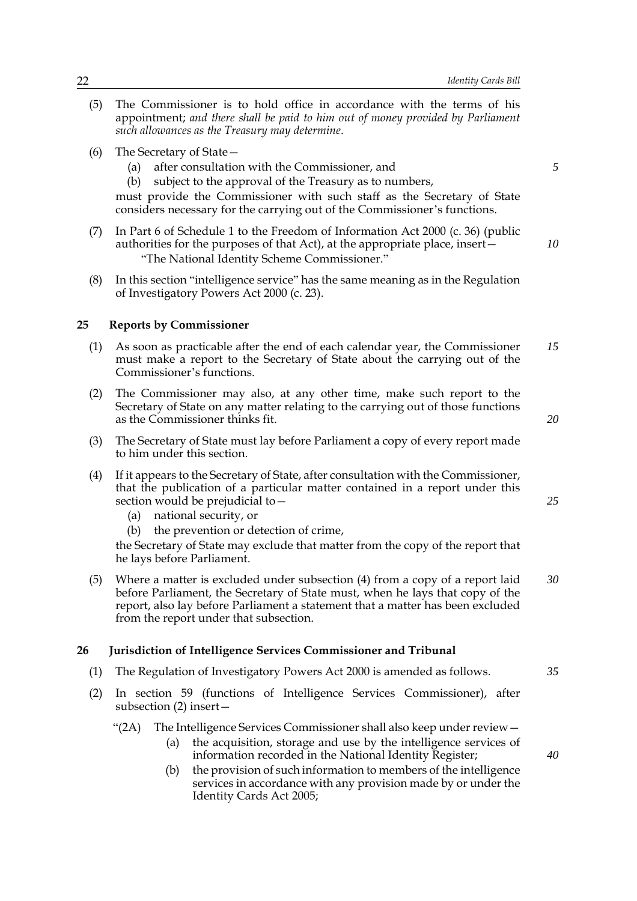(5) The Commissioner is to hold office in accordance with the terms of his appointment; *and there shall be paid to him out of money provided by Parliament such allowances as the Treasury may determine.*

(6) The Secretary of State—

  (a) after consultation with the Commissioner, and

  (b) subject to the approval of the Treasury as to numbers,

must provide the Commissioner with such staff as the Secretary of State considers necessary for the carrying out of the Commissioner's functions.

(7) In Part 6 of Schedule 1 to the Freedom of Information Act 2000 (c. 36) (public authorities for the purposes of that Act), at the appropriate place, insert—

  "The National Identity Scheme Commissioner."

(8) In this section "intelligence service" has the same meaning as in the Regulation of Investigatory Powers Act 2000 (c. 23).

## 25 Reports by Commissioner

(1) As soon as practicable after the end of each calendar year, the Commissioner must make a report to the Secretary of State about the carrying out of the Commissioner's functions.

(2) The Commissioner may also, at any other time, make such report to the Secretary of State on any matter relating to the carrying out of those functions as the Commissioner thinks fit.

(3) The Secretary of State must lay before Parliament a copy of every report made to him under this section.

(4) If it appears to the Secretary of State, after consultation with the Commissioner, that the publication of a particular matter contained in a report under this section would be prejudicial to—

  (a) national security, or

  (b) the prevention or detection of crime,

the Secretary of State may exclude that matter from the copy of the report that he lays before Parliament.

(5) Where a matter is excluded under subsection (4) from a copy of a report laid before Parliament, the Secretary of State must, when he lays that copy of the report, also lay before Parliament a statement that a matter has been excluded from the report under that subsection.

## 26 Jurisdiction of Intelligence Services Commissioner and Tribunal

(1) The Regulation of Investigatory Powers Act 2000 is amended as follows.

(2) In section 59 (functions of Intelligence Services Commissioner), after subsection (2) insert—

  "(2A) The Intelligence Services Commissioner shall also keep under review—

    (a) the acquisition, storage and use by the intelligence services of information recorded in the National Identity Register;

    (b) the provision of such information to members of the intelligence services in accordance with any provision made by or under the Identity Cards Act 2005;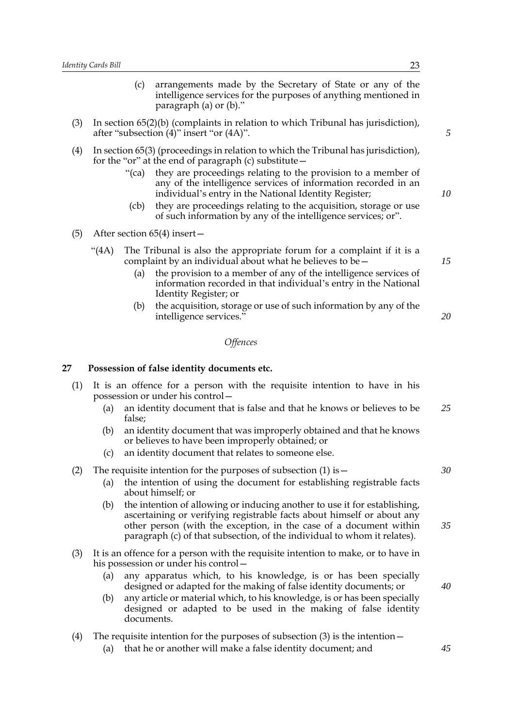(c) arrangements made by the Secretary of State or any of the intelligence services for the purposes of anything mentioned in paragraph (a) or (b)."

(3) In section 65(2)(b) (complaints in relation to which Tribunal has jurisdiction), after "subsection (4)" insert "or (4A)".

(4) In section 65(3) (proceedings in relation to which the Tribunal has jurisdiction), for the "or" at the end of paragraph (c) substitute—

"(ca) they are proceedings relating to the provision to a member of any of the intelligence services of information recorded in an individual's entry in the National Identity Register;

(cb) they are proceedings relating to the acquisition, storage or use of such information by any of the intelligence services; or".

(5) After section 65(4) insert—

"(4A) The Tribunal is also the appropriate forum for a complaint if it is a complaint by an individual about what he believes to be—

(a) the provision to a member of any of the intelligence services of information recorded in that individual's entry in the National Identity Register; or

(b) the acquisition, storage or use of such information by any of the intelligence services."

*Offences*

## 27 Possession of false identity documents etc.

(1) It is an offence for a person with the requisite intention to have in his possession or under his control—

(a) an identity document that is false and that he knows or believes to be false;

(b) an identity document that was improperly obtained and that he knows or believes to have been improperly obtained; or

(c) an identity document that relates to someone else.

(2) The requisite intention for the purposes of subsection (1) is—

(a) the intention of using the document for establishing registrable facts about himself; or

(b) the intention of allowing or inducing another to use it for establishing, ascertaining or verifying registrable facts about himself or about any other person (with the exception, in the case of a document within paragraph (c) of that subsection, of the individual to whom it relates).

(3) It is an offence for a person with the requisite intention to make, or to have in his possession or under his control—

(a) any apparatus which, to his knowledge, is or has been specially designed or adapted for the making of false identity documents; or

(b) any article or material which, to his knowledge, is or has been specially designed or adapted to be used in the making of false identity documents.

(4) The requisite intention for the purposes of subsection (3) is the intention—

(a) that he or another will make a false identity document; and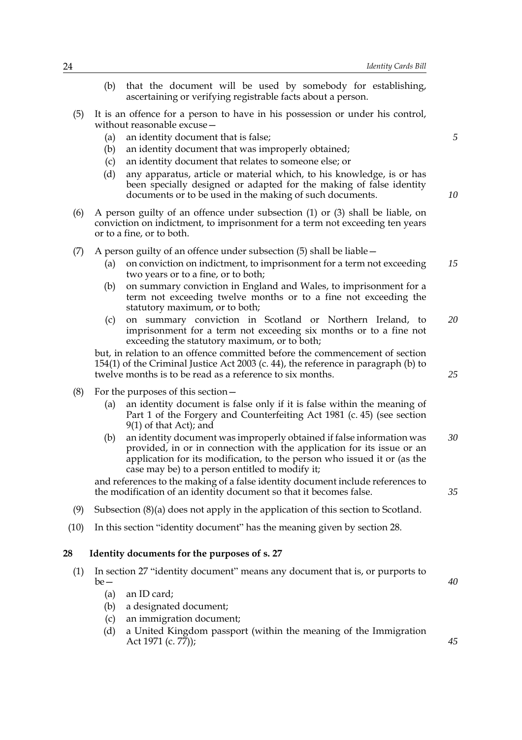(b) that the document will be used by somebody for establishing, ascertaining or verifying registrable facts about a person.

(5) It is an offence for a person to have in his possession or under his control, without reasonable excuse—

(a) an identity document that is false;

(b) an identity document that was improperly obtained;

(c) an identity document that relates to someone else; or

(d) any apparatus, article or material which, to his knowledge, is or has been specially designed or adapted for the making of false identity documents or to be used in the making of such documents.

(6) A person guilty of an offence under subsection (1) or (3) shall be liable, on conviction on indictment, to imprisonment for a term not exceeding ten years or to a fine, or to both.

(7) A person guilty of an offence under subsection (5) shall be liable—

(a) on conviction on indictment, to imprisonment for a term not exceeding two years or to a fine, or to both;

(b) on summary conviction in England and Wales, to imprisonment for a term not exceeding twelve months or to a fine not exceeding the statutory maximum, or to both;

(c) on summary conviction in Scotland or Northern Ireland, to imprisonment for a term not exceeding six months or to a fine not exceeding the statutory maximum, or to both;

but, in relation to an offence committed before the commencement of section 154(1) of the Criminal Justice Act 2003 (c. 44), the reference in paragraph (b) to twelve months is to be read as a reference to six months.

(8) For the purposes of this section—

(a) an identity document is false only if it is false within the meaning of Part 1 of the Forgery and Counterfeiting Act 1981 (c. 45) (see section 9(1) of that Act); and

(b) an identity document was improperly obtained if false information was provided, in or in connection with the application for its issue or an application for its modification, to the person who issued it or (as the case may be) to a person entitled to modify it;

and references to the making of a false identity document include references to the modification of an identity document so that it becomes false.

(9) Subsection (8)(a) does not apply in the application of this section to Scotland.

(10) In this section "identity document" has the meaning given by section 28.

## 28 Identity documents for the purposes of s. 27

(1) In section 27 "identity document" means any document that is, or purports to be—

(a) an ID card;

(b) a designated document;

(c) an immigration document;

(d) a United Kingdom passport (within the meaning of the Immigration Act 1971 (c. 77));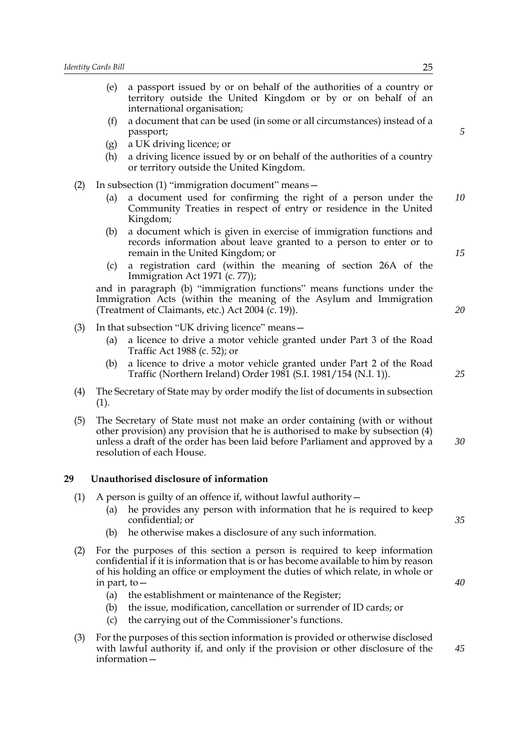(e) a passport issued by or on behalf of the authorities of a country or territory outside the United Kingdom or by or on behalf of an international organisation;

(f) a document that can be used (in some or all circumstances) instead of a passport;

(g) a UK driving licence; or

(h) a driving licence issued by or on behalf of the authorities of a country or territory outside the United Kingdom.

(2) In subsection (1) "immigration document" means—

(a) a document used for confirming the right of a person under the Community Treaties in respect of entry or residence in the United Kingdom;

(b) a document which is given in exercise of immigration functions and records information about leave granted to a person to enter or to remain in the United Kingdom; or

(c) a registration card (within the meaning of section 26A of the Immigration Act 1971 (c. 77));

and in paragraph (b) "immigration functions" means functions under the Immigration Acts (within the meaning of the Asylum and Immigration (Treatment of Claimants, etc.) Act 2004 (c. 19)).

(3) In that subsection "UK driving licence" means—

(a) a licence to drive a motor vehicle granted under Part 3 of the Road Traffic Act 1988 (c. 52); or

(b) a licence to drive a motor vehicle granted under Part 2 of the Road Traffic (Northern Ireland) Order 1981 (S.I. 1981/154 (N.I. 1)).

(4) The Secretary of State may by order modify the list of documents in subsection (1).

(5) The Secretary of State must not make an order containing (with or without other provision) any provision that he is authorised to make by subsection (4) unless a draft of the order has been laid before Parliament and approved by a resolution of each House.

### 29 Unauthorised disclosure of information

(1) A person is guilty of an offence if, without lawful authority—

(a) he provides any person with information that he is required to keep confidential; or

(b) he otherwise makes a disclosure of any such information.

(2) For the purposes of this section a person is required to keep information confidential if it is information that is or has become available to him by reason of his holding an office or employment the duties of which relate, in whole or in part, to—

(a) the establishment or maintenance of the Register;

(b) the issue, modification, cancellation or surrender of ID cards; or

(c) the carrying out of the Commissioner's functions.

(3) For the purposes of this section information is provided or otherwise disclosed with lawful authority if, and only if the provision or other disclosure of the information—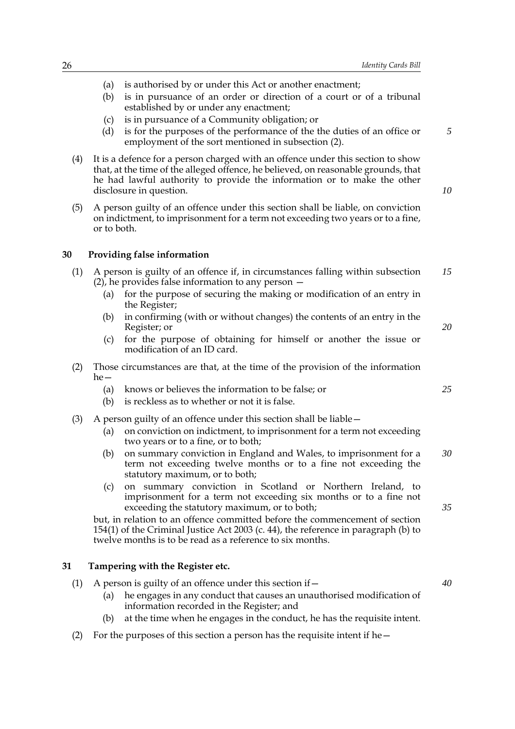(a) is authorised by or under this Act or another enactment;

(b) is in pursuance of an order or direction of a court or of a tribunal established by or under any enactment;

(c) is in pursuance of a Community obligation; or

(d) is for the purposes of the performance of the the duties of an office or employment of the sort mentioned in subsection (2).

(4) It is a defence for a person charged with an offence under this section to show that, at the time of the alleged offence, he believed, on reasonable grounds, that he had lawful authority to provide the information or to make the other disclosure in question.

(5) A person guilty of an offence under this section shall be liable, on conviction on indictment, to imprisonment for a term not exceeding two years or to a fine, or to both.

## 30 Providing false information

(1) A person is guilty of an offence if, in circumstances falling within subsection (2), he provides false information to any person —

(a) for the purpose of securing the making or modification of an entry in the Register;

(b) in confirming (with or without changes) the contents of an entry in the Register; or

(c) for the purpose of obtaining for himself or another the issue or modification of an ID card.

(2) Those circumstances are that, at the time of the provision of the information he—

(a) knows or believes the information to be false; or

(b) is reckless as to whether or not it is false.

(3) A person guilty of an offence under this section shall be liable—

(a) on conviction on indictment, to imprisonment for a term not exceeding two years or to a fine, or to both;

(b) on summary conviction in England and Wales, to imprisonment for a term not exceeding twelve months or to a fine not exceeding the statutory maximum, or to both;

(c) on summary conviction in Scotland or Northern Ireland, to imprisonment for a term not exceeding six months or to a fine not exceeding the statutory maximum, or to both;

but, in relation to an offence committed before the commencement of section 154(1) of the Criminal Justice Act 2003 (c. 44), the reference in paragraph (b) to twelve months is to be read as a reference to six months.

## 31 Tampering with the Register etc.

(1) A person is guilty of an offence under this section if—

(a) he engages in any conduct that causes an unauthorised modification of information recorded in the Register; and

(b) at the time when he engages in the conduct, he has the requisite intent.

(2) For the purposes of this section a person has the requisite intent if he—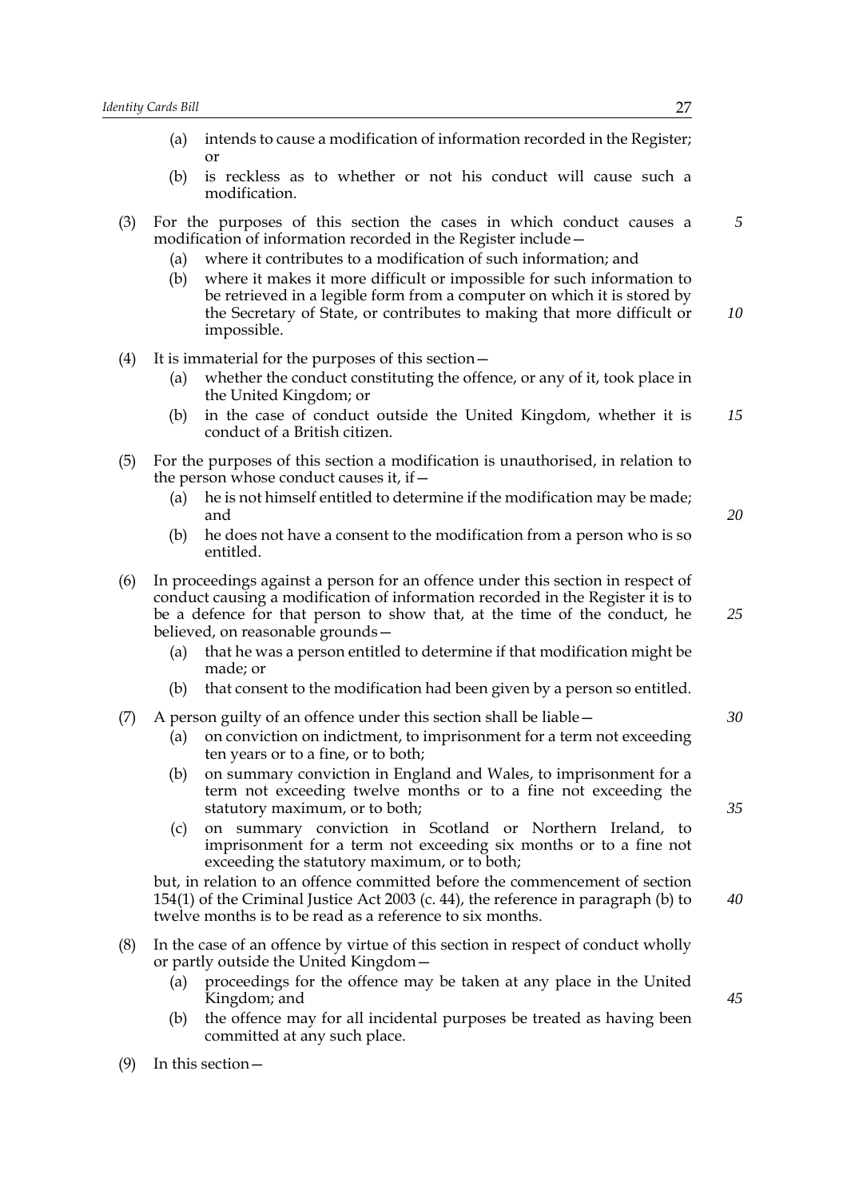(a) intends to cause a modification of information recorded in the Register; or

(b) is reckless as to whether or not his conduct will cause such a modification.

(3) For the purposes of this section the cases in which conduct causes a modification of information recorded in the Register include—

(a) where it contributes to a modification of such information; and

(b) where it makes it more difficult or impossible for such information to be retrieved in a legible form from a computer on which it is stored by the Secretary of State, or contributes to making that more difficult or impossible.

(4) It is immaterial for the purposes of this section—

(a) whether the conduct constituting the offence, or any of it, took place in the United Kingdom; or

(b) in the case of conduct outside the United Kingdom, whether it is conduct of a British citizen.

(5) For the purposes of this section a modification is unauthorised, in relation to the person whose conduct causes it, if—

(a) he is not himself entitled to determine if the modification may be made; and

(b) he does not have a consent to the modification from a person who is so entitled.

(6) In proceedings against a person for an offence under this section in respect of conduct causing a modification of information recorded in the Register it is to be a defence for that person to show that, at the time of the conduct, he believed, on reasonable grounds—

(a) that he was a person entitled to determine if that modification might be made; or

(b) that consent to the modification had been given by a person so entitled.

(7) A person guilty of an offence under this section shall be liable—

(a) on conviction on indictment, to imprisonment for a term not exceeding ten years or to a fine, or to both;

(b) on summary conviction in England and Wales, to imprisonment for a term not exceeding twelve months or to a fine not exceeding the statutory maximum, or to both;

(c) on summary conviction in Scotland or Northern Ireland, to imprisonment for a term not exceeding six months or to a fine not exceeding the statutory maximum, or to both;

but, in relation to an offence committed before the commencement of section 154(1) of the Criminal Justice Act 2003 (c. 44), the reference in paragraph (b) to twelve months is to be read as a reference to six months.

(8) In the case of an offence by virtue of this section in respect of conduct wholly or partly outside the United Kingdom—

(a) proceedings for the offence may be taken at any place in the United Kingdom; and

(b) the offence may for all incidental purposes be treated as having been committed at any such place.

(9) In this section—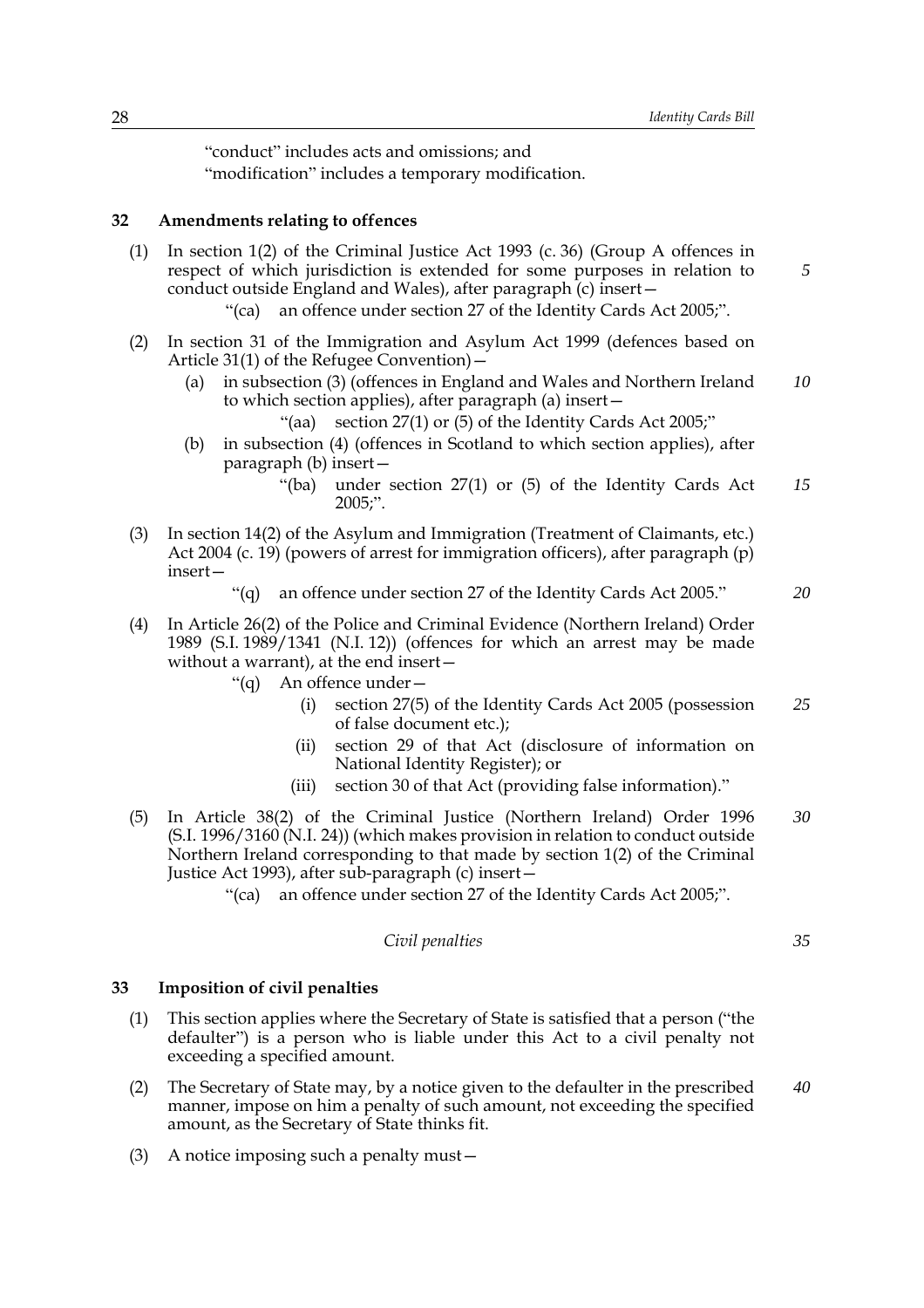"conduct" includes acts and omissions; and
"modification" includes a temporary modification.

## 32 Amendments relating to offences

(1) In section 1(2) of the Criminal Justice Act 1993 (c. 36) (Group A offences in respect of which jurisdiction is extended for some purposes in relation to conduct outside England and Wales), after paragraph (c) insert—

"(ca) an offence under section 27 of the Identity Cards Act 2005;".

(2) In section 31 of the Immigration and Asylum Act 1999 (defences based on Article 31(1) of the Refugee Convention)—

(a) in subsection (3) (offences in England and Wales and Northern Ireland to which section applies), after paragraph (a) insert—

"(aa) section 27(1) or (5) of the Identity Cards Act 2005;"

(b) in subsection (4) (offences in Scotland to which section applies), after paragraph (b) insert—

"(ba) under section 27(1) or (5) of the Identity Cards Act 2005;".

(3) In section 14(2) of the Asylum and Immigration (Treatment of Claimants, etc.) Act 2004 (c. 19) (powers of arrest for immigration officers), after paragraph (p) insert—

"(q) an offence under section 27 of the Identity Cards Act 2005."

(4) In Article 26(2) of the Police and Criminal Evidence (Northern Ireland) Order 1989 (S.I. 1989/1341 (N.I. 12)) (offences for which an arrest may be made without a warrant), at the end insert—

"(q) An offence under—

(i) section 27(5) of the Identity Cards Act 2005 (possession of false document etc.);

(ii) section 29 of that Act (disclosure of information on National Identity Register); or

(iii) section 30 of that Act (providing false information)."

(5) In Article 38(2) of the Criminal Justice (Northern Ireland) Order 1996 (S.I. 1996/3160 (N.I. 24)) (which makes provision in relation to conduct outside Northern Ireland corresponding to that made by section 1(2) of the Criminal Justice Act 1993), after sub-paragraph (c) insert—

"(ca) an offence under section 27 of the Identity Cards Act 2005;".

*Civil penalties*

## 33 Imposition of civil penalties

(1) This section applies where the Secretary of State is satisfied that a person ("the defaulter") is a person who is liable under this Act to a civil penalty not exceeding a specified amount.

(2) The Secretary of State may, by a notice given to the defaulter in the prescribed manner, impose on him a penalty of such amount, not exceeding the specified amount, as the Secretary of State thinks fit.

(3) A notice imposing such a penalty must—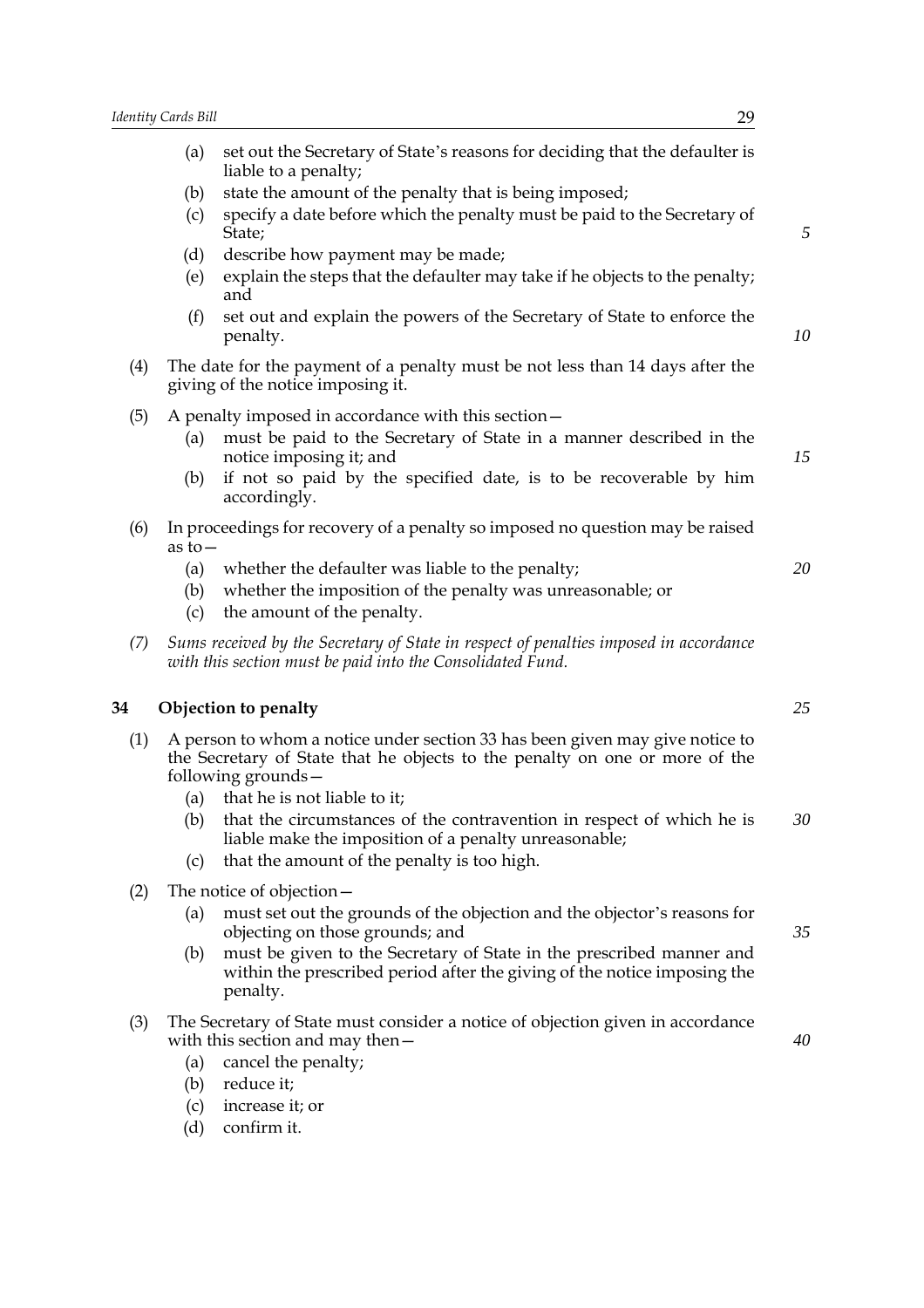(a) set out the Secretary of State's reasons for deciding that the defaulter is liable to a penalty;

(b) state the amount of the penalty that is being imposed;

(c) specify a date before which the penalty must be paid to the Secretary of State;

(d) describe how payment may be made;

(e) explain the steps that the defaulter may take if he objects to the penalty; and

(f) set out and explain the powers of the Secretary of State to enforce the penalty.

(4) The date for the payment of a penalty must be not less than 14 days after the giving of the notice imposing it.

(5) A penalty imposed in accordance with this section—

(a) must be paid to the Secretary of State in a manner described in the notice imposing it; and

(b) if not so paid by the specified date, is to be recoverable by him accordingly.

(6) In proceedings for recovery of a penalty so imposed no question may be raised as to—

(a) whether the defaulter was liable to the penalty;

(b) whether the imposition of the penalty was unreasonable; or

(c) the amount of the penalty.

*(7) Sums received by the Secretary of State in respect of penalties imposed in accordance with this section must be paid into the Consolidated Fund.*

**34 Objection to penalty**

(1) A person to whom a notice under section 33 has been given may give notice to the Secretary of State that he objects to the penalty on one or more of the following grounds—

(a) that he is not liable to it;

(b) that the circumstances of the contravention in respect of which he is liable make the imposition of a penalty unreasonable;

(c) that the amount of the penalty is too high.

(2) The notice of objection—

(a) must set out the grounds of the objection and the objector's reasons for objecting on those grounds; and

(b) must be given to the Secretary of State in the prescribed manner and within the prescribed period after the giving of the notice imposing the penalty.

(3) The Secretary of State must consider a notice of objection given in accordance with this section and may then—

(a) cancel the penalty;

(b) reduce it;

(c) increase it; or

(d) confirm it.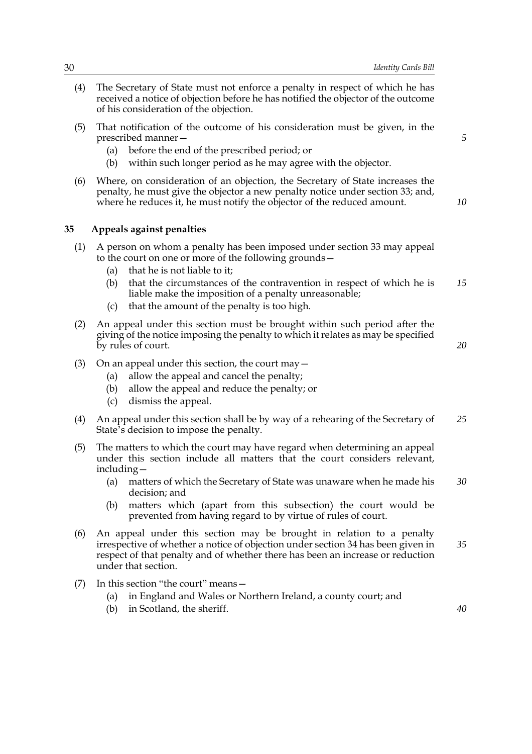(4) The Secretary of State must not enforce a penalty in respect of which he has received a notice of objection before he has notified the objector of the outcome of his consideration of the objection.

(5) That notification of the outcome of his consideration must be given, in the prescribed manner—

  (a) before the end of the prescribed period; or

  (b) within such longer period as he may agree with the objector.

(6) Where, on consideration of an objection, the Secretary of State increases the penalty, he must give the objector a new penalty notice under section 33; and, where he reduces it, he must notify the objector of the reduced amount.

### 35 Appeals against penalties

(1) A person on whom a penalty has been imposed under section 33 may appeal to the court on one or more of the following grounds—

  (a) that he is not liable to it;

  (b) that the circumstances of the contravention in respect of which he is liable make the imposition of a penalty unreasonable;

  (c) that the amount of the penalty is too high.

(2) An appeal under this section must be brought within such period after the giving of the notice imposing the penalty to which it relates as may be specified by rules of court.

(3) On an appeal under this section, the court may—

  (a) allow the appeal and cancel the penalty;

  (b) allow the appeal and reduce the penalty; or

  (c) dismiss the appeal.

(4) An appeal under this section shall be by way of a rehearing of the Secretary of State's decision to impose the penalty.

(5) The matters to which the court may have regard when determining an appeal under this section include all matters that the court considers relevant, including—

  (a) matters of which the Secretary of State was unaware when he made his decision; and

  (b) matters which (apart from this subsection) the court would be prevented from having regard to by virtue of rules of court.

(6) An appeal under this section may be brought in relation to a penalty irrespective of whether a notice of objection under section 34 has been given in respect of that penalty and of whether there has been an increase or reduction under that section.

(7) In this section "the court" means—

  (a) in England and Wales or Northern Ireland, a county court; and

  (b) in Scotland, the sheriff.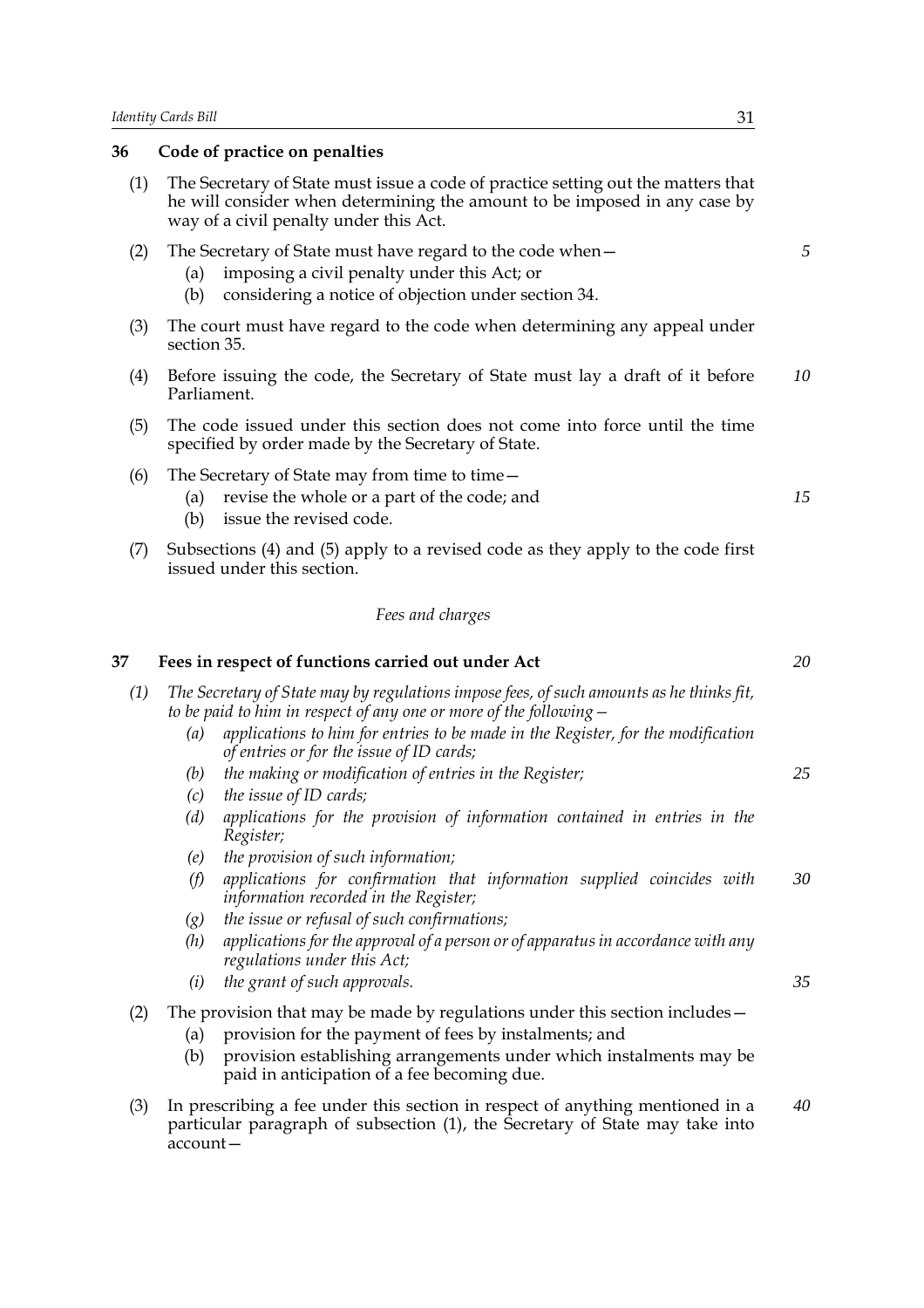## 36 Code of practice on penalties

(1) The Secretary of State must issue a code of practice setting out the matters that he will consider when determining the amount to be imposed in any case by way of a civil penalty under this Act.

(2) The Secretary of State must have regard to the code when—

- (a) imposing a civil penalty under this Act; or
- (b) considering a notice of objection under section 34.

(3) The court must have regard to the code when determining any appeal under section 35.

(4) Before issuing the code, the Secretary of State must lay a draft of it before Parliament.

(5) The code issued under this section does not come into force until the time specified by order made by the Secretary of State.

(6) The Secretary of State may from time to time—

- (a) revise the whole or a part of the code; and
- (b) issue the revised code.

(7) Subsections (4) and (5) apply to a revised code as they apply to the code first issued under this section.

*Fees and charges*

## 37 Fees in respect of functions carried out under Act

*(1) The Secretary of State may by regulations impose fees, of such amounts as he thinks fit, to be paid to him in respect of any one or more of the following—*

- *(a) applications to him for entries to be made in the Register, for the modification of entries or for the issue of ID cards;*
- *(b) the making or modification of entries in the Register;*
- *(c) the issue of ID cards;*
- *(d) applications for the provision of information contained in entries in the Register;*
- *(e) the provision of such information;*
- *(f) applications for confirmation that information supplied coincides with information recorded in the Register;*
- *(g) the issue or refusal of such confirmations;*
- *(h) applications for the approval of a person or of apparatus in accordance with any regulations under this Act;*
- *(i) the grant of such approvals.*

(2) The provision that may be made by regulations under this section includes—

- (a) provision for the payment of fees by instalments; and
- (b) provision establishing arrangements under which instalments may be paid in anticipation of a fee becoming due.

(3) In prescribing a fee under this section in respect of anything mentioned in a particular paragraph of subsection (1), the Secretary of State may take into account—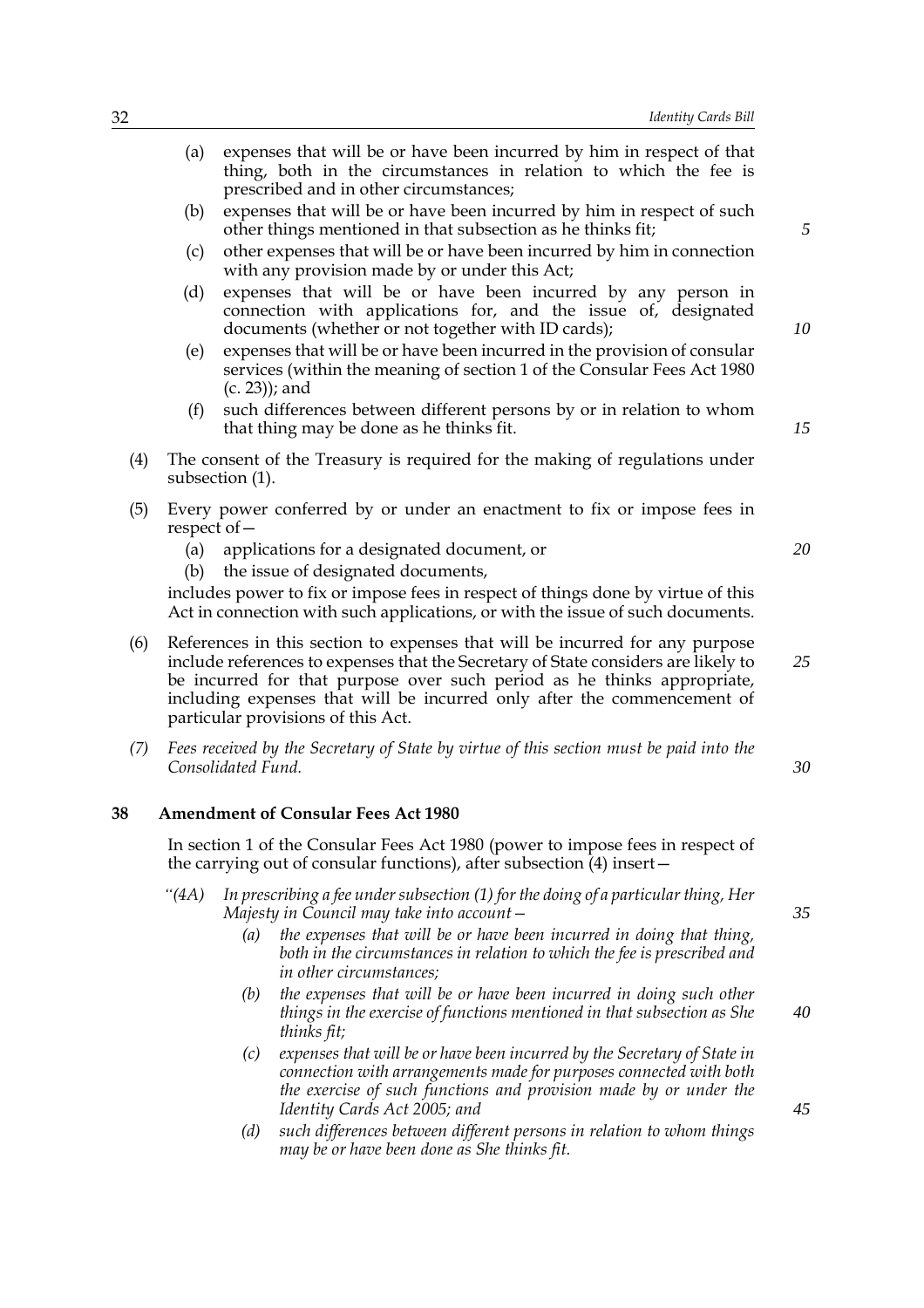(a) expenses that will be or have been incurred by him in respect of that thing, both in the circumstances in relation to which the fee is prescribed and in other circumstances;

(b) expenses that will be or have been incurred by him in respect of such other things mentioned in that subsection as he thinks fit;

(c) other expenses that will be or have been incurred by him in connection with any provision made by or under this Act;

(d) expenses that will be or have been incurred by any person in connection with applications for, and the issue of, designated documents (whether or not together with ID cards);

(e) expenses that will be or have been incurred in the provision of consular services (within the meaning of section 1 of the Consular Fees Act 1980 (c. 23)); and

(f) such differences between different persons by or in relation to whom that thing may be done as he thinks fit.

(4) The consent of the Treasury is required for the making of regulations under subsection (1).

(5) Every power conferred by or under an enactment to fix or impose fees in respect of—

(a) applications for a designated document, or

(b) the issue of designated documents,

includes power to fix or impose fees in respect of things done by virtue of this Act in connection with such applications, or with the issue of such documents.

(6) References in this section to expenses that will be incurred for any purpose include references to expenses that the Secretary of State considers are likely to be incurred for that purpose over such period as he thinks appropriate, including expenses that will be incurred only after the commencement of particular provisions of this Act.

*(7) Fees received by the Secretary of State by virtue of this section must be paid into the Consolidated Fund.*

### 38 Amendment of Consular Fees Act 1980

In section 1 of the Consular Fees Act 1980 (power to impose fees in respect of the carrying out of consular functions), after subsection (4) insert—

*"(4A) In prescribing a fee under subsection (1) for the doing of a particular thing, Her Majesty in Council may take into account—*

*(a) the expenses that will be or have been incurred in doing that thing, both in the circumstances in relation to which the fee is prescribed and in other circumstances;*

*(b) the expenses that will be or have been incurred in doing such other things in the exercise of functions mentioned in that subsection as She thinks fit;*

*(c) expenses that will be or have been incurred by the Secretary of State in connection with arrangements made for purposes connected with both the exercise of such functions and provision made by or under the Identity Cards Act 2005; and*

*(d) such differences between different persons in relation to whom things may be or have been done as She thinks fit.*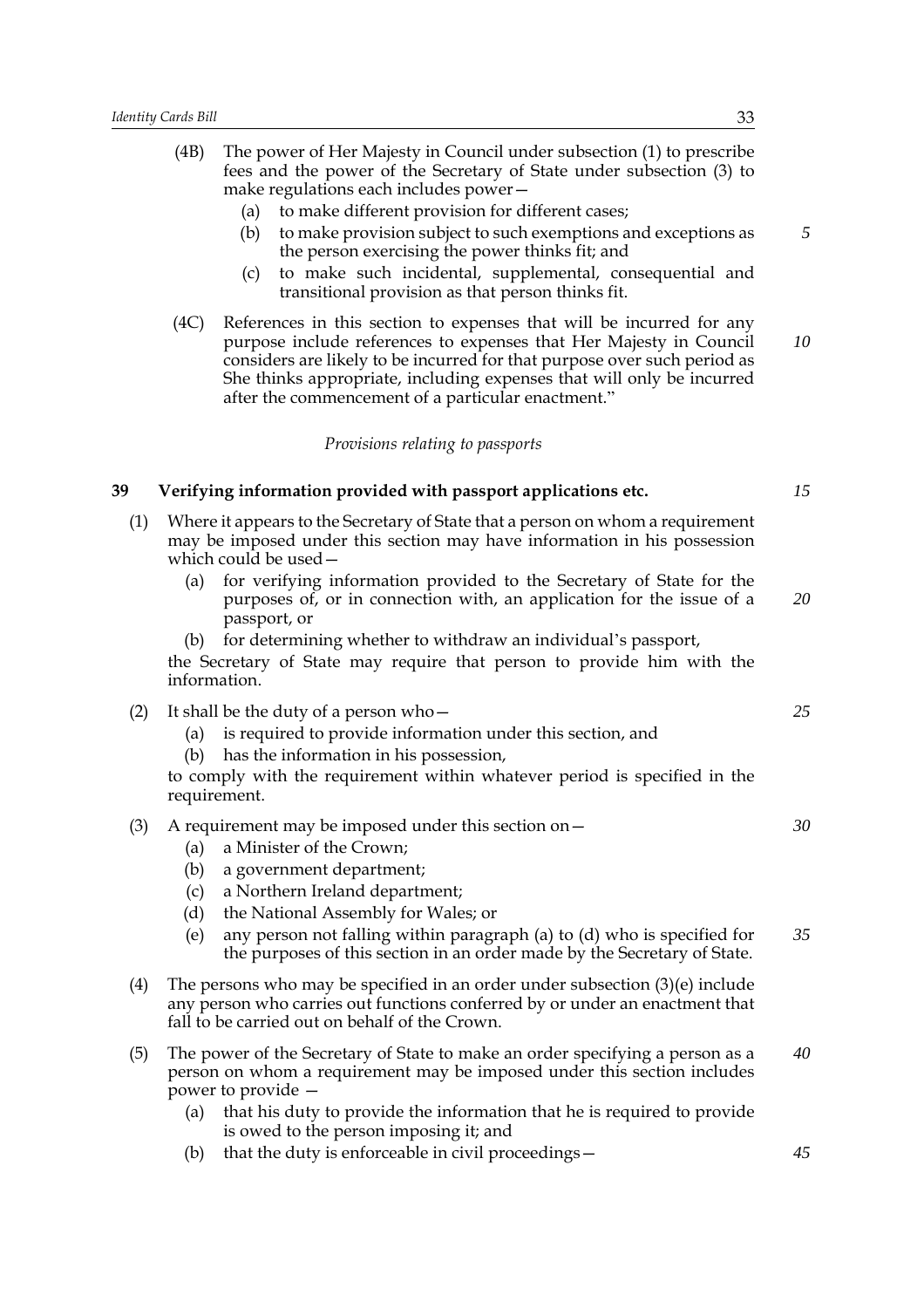(4B) The power of Her Majesty in Council under subsection (1) to prescribe fees and the power of the Secretary of State under subsection (3) to make regulations each includes power—

(a) to make different provision for different cases;

(b) to make provision subject to such exemptions and exceptions as the person exercising the power thinks fit; and

(c) to make such incidental, supplemental, consequential and transitional provision as that person thinks fit.

(4C) References in this section to expenses that will be incurred for any purpose include references to expenses that Her Majesty in Council considers are likely to be incurred for that purpose over such period as She thinks appropriate, including expenses that will only be incurred after the commencement of a particular enactment."

*Provisions relating to passports*

### 39 Verifying information provided with passport applications etc.

(1) Where it appears to the Secretary of State that a person on whom a requirement may be imposed under this section may have information in his possession which could be used—

(a) for verifying information provided to the Secretary of State for the purposes of, or in connection with, an application for the issue of a passport, or

(b) for determining whether to withdraw an individual's passport,

the Secretary of State may require that person to provide him with the information.

(2) It shall be the duty of a person who—

(a) is required to provide information under this section, and

(b) has the information in his possession,

to comply with the requirement within whatever period is specified in the requirement.

(3) A requirement may be imposed under this section on—

(a) a Minister of the Crown;

(b) a government department;

(c) a Northern Ireland department;

(d) the National Assembly for Wales; or

(e) any person not falling within paragraph (a) to (d) who is specified for the purposes of this section in an order made by the Secretary of State.

(4) The persons who may be specified in an order under subsection (3)(e) include any person who carries out functions conferred by or under an enactment that fall to be carried out on behalf of the Crown.

(5) The power of the Secretary of State to make an order specifying a person as a person on whom a requirement may be imposed under this section includes power to provide —

(a) that his duty to provide the information that he is required to provide is owed to the person imposing it; and

(b) that the duty is enforceable in civil proceedings—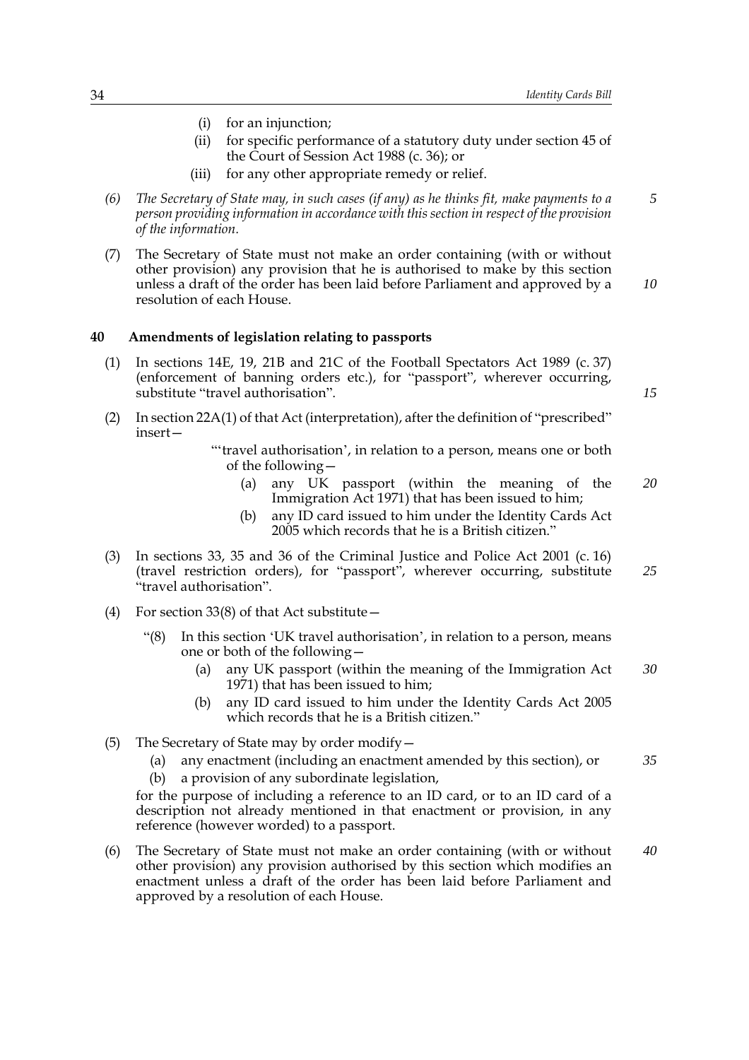(i) for an injunction;

(ii) for specific performance of a statutory duty under section 45 of the Court of Session Act 1988 (c. 36); or

(iii) for any other appropriate remedy or relief.

*(6) The Secretary of State may, in such cases (if any) as he thinks fit, make payments to a person providing information in accordance with this section in respect of the provision of the information.*

(7) The Secretary of State must not make an order containing (with or without other provision) any provision that he is authorised to make by this section unless a draft of the order has been laid before Parliament and approved by a resolution of each House.

### 40 Amendments of legislation relating to passports

(1) In sections 14E, 19, 21B and 21C of the Football Spectators Act 1989 (c. 37) (enforcement of banning orders etc.), for "passport", wherever occurring, substitute "travel authorisation".

(2) In section 22A(1) of that Act (interpretation), after the definition of "prescribed" insert—

"'travel authorisation', in relation to a person, means one or both of the following—

(a) any UK passport (within the meaning of the Immigration Act 1971) that has been issued to him;

(b) any ID card issued to him under the Identity Cards Act 2005 which records that he is a British citizen."

(3) In sections 33, 35 and 36 of the Criminal Justice and Police Act 2001 (c. 16) (travel restriction orders), for "passport", wherever occurring, substitute "travel authorisation".

(4) For section 33(8) of that Act substitute—

"(8) In this section 'UK travel authorisation', in relation to a person, means one or both of the following—

(a) any UK passport (within the meaning of the Immigration Act 1971) that has been issued to him;

(b) any ID card issued to him under the Identity Cards Act 2005 which records that he is a British citizen."

(5) The Secretary of State may by order modify—

(a) any enactment (including an enactment amended by this section), or

(b) a provision of any subordinate legislation,

for the purpose of including a reference to an ID card, or to an ID card of a description not already mentioned in that enactment or provision, in any reference (however worded) to a passport.

(6) The Secretary of State must not make an order containing (with or without other provision) any provision authorised by this section which modifies an enactment unless a draft of the order has been laid before Parliament and approved by a resolution of each House.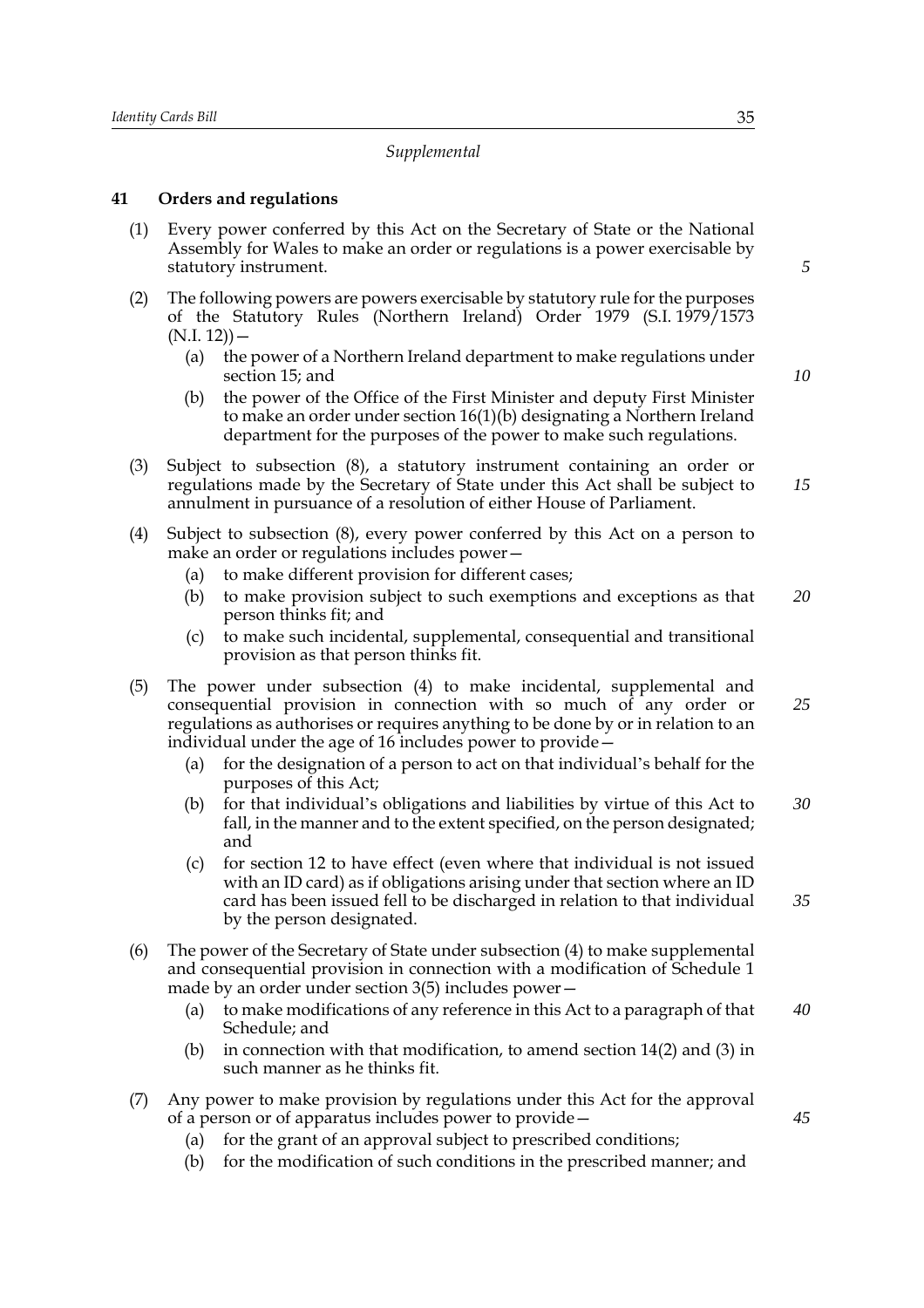*Supplemental*

## 41 Orders and regulations

(1) Every power conferred by this Act on the Secretary of State or the National Assembly for Wales to make an order or regulations is a power exercisable by statutory instrument.

(2) The following powers are powers exercisable by statutory rule for the purposes of the Statutory Rules (Northern Ireland) Order 1979 (S.I. 1979/1573 (N.I. 12))—

- (a) the power of a Northern Ireland department to make regulations under section 15; and
- (b) the power of the Office of the First Minister and deputy First Minister to make an order under section 16(1)(b) designating a Northern Ireland department for the purposes of the power to make such regulations.

(3) Subject to subsection (8), a statutory instrument containing an order or regulations made by the Secretary of State under this Act shall be subject to annulment in pursuance of a resolution of either House of Parliament.

(4) Subject to subsection (8), every power conferred by this Act on a person to make an order or regulations includes power—

- (a) to make different provision for different cases;
- (b) to make provision subject to such exemptions and exceptions as that person thinks fit; and
- (c) to make such incidental, supplemental, consequential and transitional provision as that person thinks fit.

(5) The power under subsection (4) to make incidental, supplemental and consequential provision in connection with so much of any order or regulations as authorises or requires anything to be done by or in relation to an individual under the age of 16 includes power to provide—

- (a) for the designation of a person to act on that individual's behalf for the purposes of this Act;
- (b) for that individual's obligations and liabilities by virtue of this Act to fall, in the manner and to the extent specified, on the person designated; and
- (c) for section 12 to have effect (even where that individual is not issued with an ID card) as if obligations arising under that section where an ID card has been issued fell to be discharged in relation to that individual by the person designated.

(6) The power of the Secretary of State under subsection (4) to make supplemental and consequential provision in connection with a modification of Schedule 1 made by an order under section 3(5) includes power—

- (a) to make modifications of any reference in this Act to a paragraph of that Schedule; and
- (b) in connection with that modification, to amend section 14(2) and (3) in such manner as he thinks fit.

(7) Any power to make provision by regulations under this Act for the approval of a person or of apparatus includes power to provide—

- (a) for the grant of an approval subject to prescribed conditions;
- (b) for the modification of such conditions in the prescribed manner; and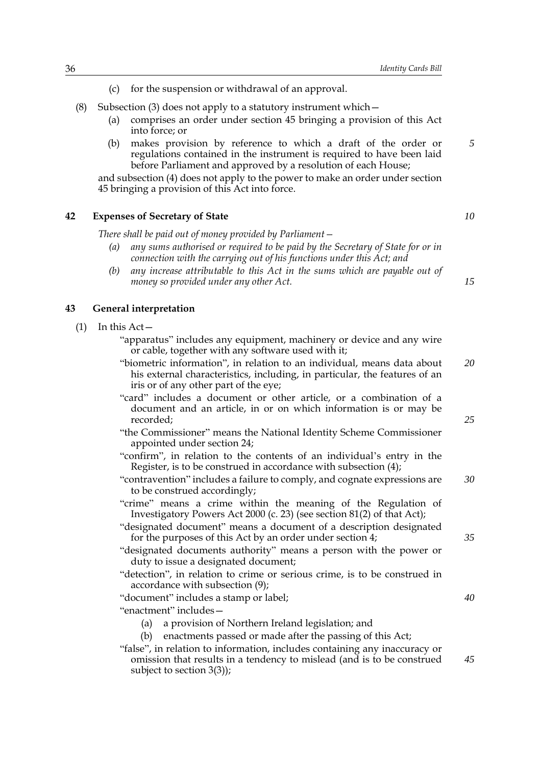(c) for the suspension or withdrawal of an approval.

(8) Subsection (3) does not apply to a statutory instrument which—

(a) comprises an order under section 45 bringing a provision of this Act into force; or

(b) makes provision by reference to which a draft of the order or regulations contained in the instrument is required to have been laid before Parliament and approved by a resolution of each House;

and subsection (4) does not apply to the power to make an order under section 45 bringing a provision of this Act into force.

## 42 Expenses of Secretary of State

*There shall be paid out of money provided by Parliament—*

*(a) any sums authorised or required to be paid by the Secretary of State for or in connection with the carrying out of his functions under this Act; and*

*(b) any increase attributable to this Act in the sums which are payable out of money so provided under any other Act.*

## 43 General interpretation

(1) In this Act—

"apparatus" includes any equipment, machinery or device and any wire or cable, together with any software used with it;

"biometric information", in relation to an individual, means data about his external characteristics, including, in particular, the features of an iris or of any other part of the eye;

"card" includes a document or other article, or a combination of a document and an article, in or on which information is or may be recorded;

"the Commissioner" means the National Identity Scheme Commissioner appointed under section 24;

"confirm", in relation to the contents of an individual's entry in the Register, is to be construed in accordance with subsection (4);

"contravention" includes a failure to comply, and cognate expressions are to be construed accordingly;

"crime" means a crime within the meaning of the Regulation of Investigatory Powers Act 2000 (c. 23) (see section 81(2) of that Act);

"designated document" means a document of a description designated for the purposes of this Act by an order under section 4;

"designated documents authority" means a person with the power or duty to issue a designated document;

"detection", in relation to crime or serious crime, is to be construed in accordance with subsection (9);

"document" includes a stamp or label;

"enactment" includes—

(a) a provision of Northern Ireland legislation; and

(b) enactments passed or made after the passing of this Act;

"false", in relation to information, includes containing any inaccuracy or omission that results in a tendency to mislead (and is to be construed subject to section 3(3));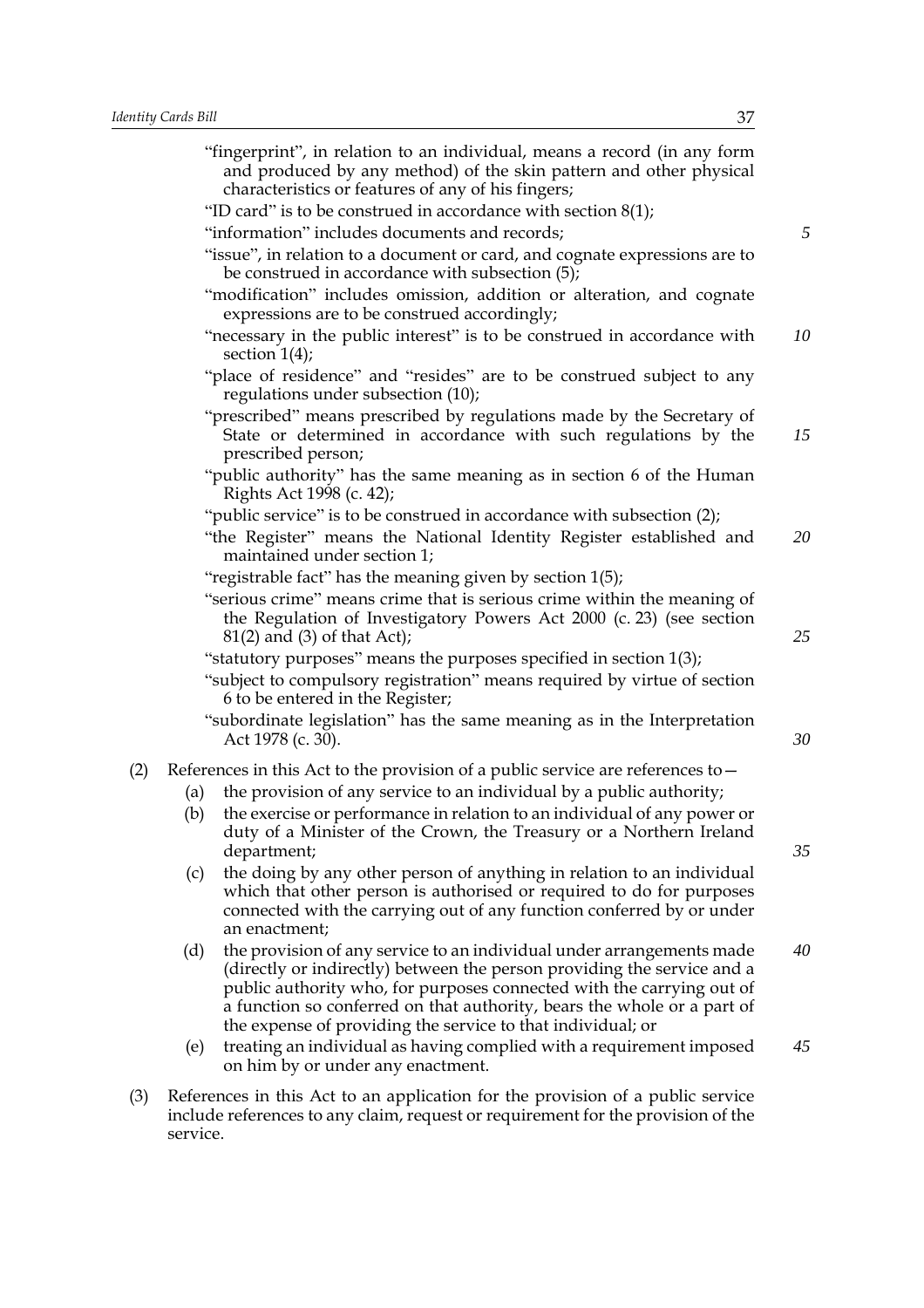"fingerprint", in relation to an individual, means a record (in any form and produced by any method) of the skin pattern and other physical characteristics or features of any of his fingers;

"ID card" is to be construed in accordance with section 8(1);

"information" includes documents and records;

"issue", in relation to a document or card, and cognate expressions are to be construed in accordance with subsection (5);

"modification" includes omission, addition or alteration, and cognate expressions are to be construed accordingly;

"necessary in the public interest" is to be construed in accordance with section 1(4);

"place of residence" and "resides" are to be construed subject to any regulations under subsection (10);

"prescribed" means prescribed by regulations made by the Secretary of State or determined in accordance with such regulations by the prescribed person;

"public authority" has the same meaning as in section 6 of the Human Rights Act 1998 (c. 42);

"public service" is to be construed in accordance with subsection (2);

"the Register" means the National Identity Register established and maintained under section 1;

"registrable fact" has the meaning given by section 1(5);

"serious crime" means crime that is serious crime within the meaning of the Regulation of Investigatory Powers Act 2000 (c. 23) (see section 81(2) and (3) of that Act);

"statutory purposes" means the purposes specified in section 1(3);

"subject to compulsory registration" means required by virtue of section 6 to be entered in the Register;

"subordinate legislation" has the same meaning as in the Interpretation Act 1978 (c. 30).

(2) References in this Act to the provision of a public service are references to—

(a) the provision of any service to an individual by a public authority;

(b) the exercise or performance in relation to an individual of any power or duty of a Minister of the Crown, the Treasury or a Northern Ireland department;

(c) the doing by any other person of anything in relation to an individual which that other person is authorised or required to do for purposes connected with the carrying out of any function conferred by or under an enactment;

(d) the provision of any service to an individual under arrangements made (directly or indirectly) between the person providing the service and a public authority who, for purposes connected with the carrying out of a function so conferred on that authority, bears the whole or a part of the expense of providing the service to that individual; or

(e) treating an individual as having complied with a requirement imposed on him by or under any enactment.

(3) References in this Act to an application for the provision of a public service include references to any claim, request or requirement for the provision of the service.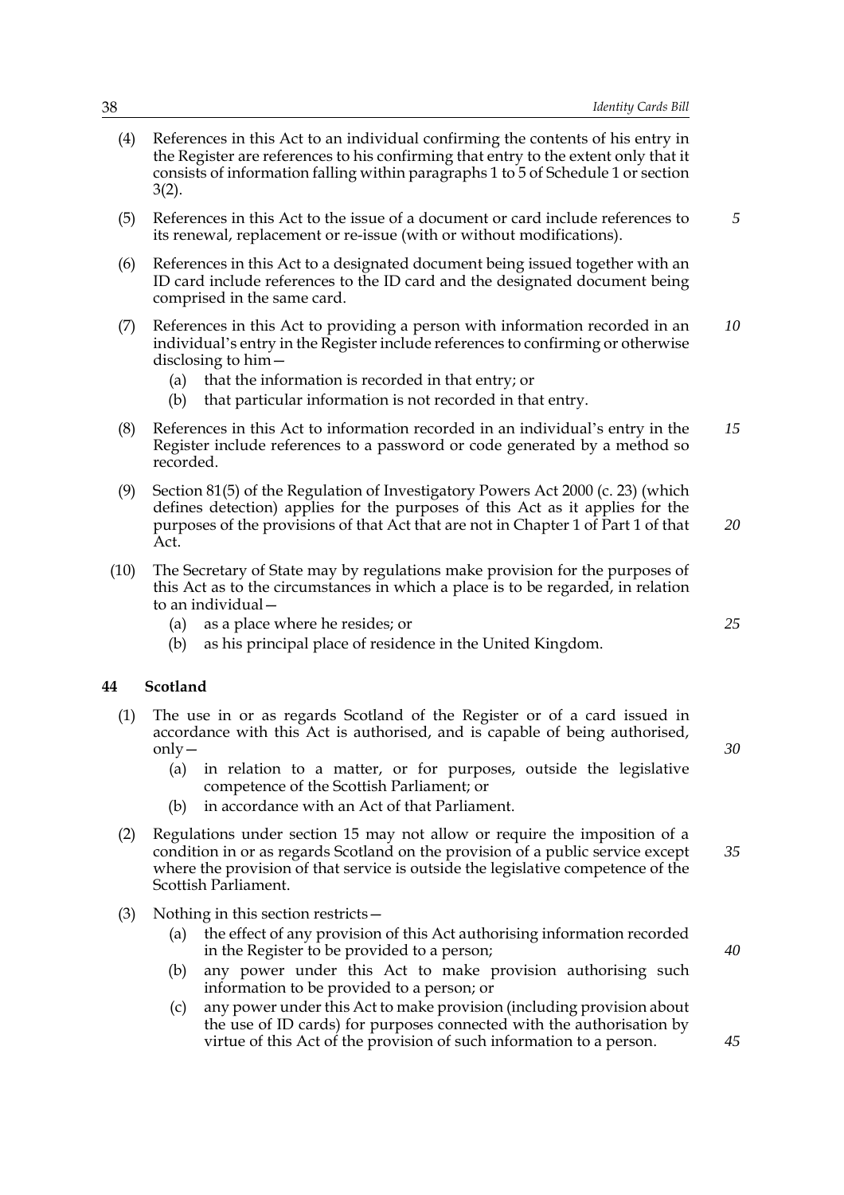(4) References in this Act to an individual confirming the contents of his entry in the Register are references to his confirming that entry to the extent only that it consists of information falling within paragraphs 1 to 5 of Schedule 1 or section 3(2).

(5) References in this Act to the issue of a document or card include references to its renewal, replacement or re-issue (with or without modifications).

(6) References in this Act to a designated document being issued together with an ID card include references to the ID card and the designated document being comprised in the same card.

(7) References in this Act to providing a person with information recorded in an individual's entry in the Register include references to confirming or otherwise disclosing to him—

   (a) that the information is recorded in that entry; or

   (b) that particular information is not recorded in that entry.

(8) References in this Act to information recorded in an individual's entry in the Register include references to a password or code generated by a method so recorded.

(9) Section 81(5) of the Regulation of Investigatory Powers Act 2000 (c. 23) (which defines detection) applies for the purposes of this Act as it applies for the purposes of the provisions of that Act that are not in Chapter 1 of Part 1 of that Act.

(10) The Secretary of State may by regulations make provision for the purposes of this Act as to the circumstances in which a place is to be regarded, in relation to an individual—

   (a) as a place where he resides; or

   (b) as his principal place of residence in the United Kingdom.

### 44 Scotland

(1) The use in or as regards Scotland of the Register or of a card issued in accordance with this Act is authorised, and is capable of being authorised, only—

   (a) in relation to a matter, or for purposes, outside the legislative competence of the Scottish Parliament; or

   (b) in accordance with an Act of that Parliament.

(2) Regulations under section 15 may not allow or require the imposition of a condition in or as regards Scotland on the provision of a public service except where the provision of that service is outside the legislative competence of the Scottish Parliament.

(3) Nothing in this section restricts—

   (a) the effect of any provision of this Act authorising information recorded in the Register to be provided to a person;

   (b) any power under this Act to make provision authorising such information to be provided to a person; or

   (c) any power under this Act to make provision (including provision about the use of ID cards) for purposes connected with the authorisation by virtue of this Act of the provision of such information to a person.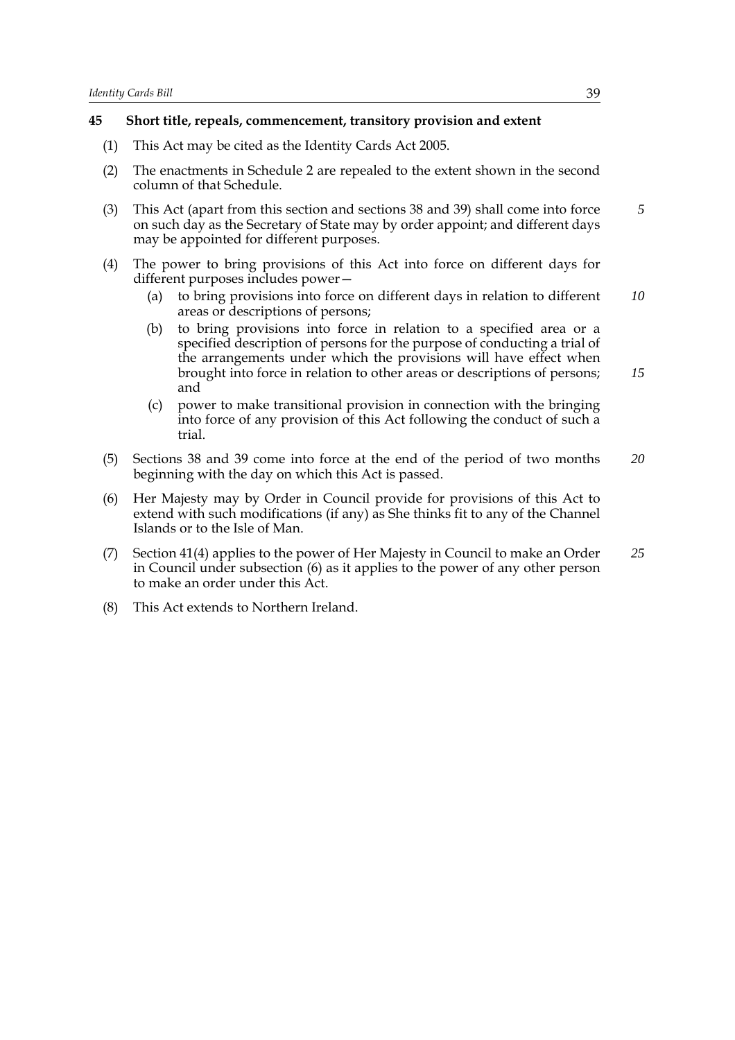## 45 Short title, repeals, commencement, transitory provision and extent

(1) This Act may be cited as the Identity Cards Act 2005.

(2) The enactments in Schedule 2 are repealed to the extent shown in the second column of that Schedule.

(3) This Act (apart from this section and sections 38 and 39) shall come into force on such day as the Secretary of State may by order appoint; and different days may be appointed for different purposes.

(4) The power to bring provisions of this Act into force on different days for different purposes includes power—

- (a) to bring provisions into force on different days in relation to different areas or descriptions of persons;
- (b) to bring provisions into force in relation to a specified area or a specified description of persons for the purpose of conducting a trial of the arrangements under which the provisions will have effect when brought into force in relation to other areas or descriptions of persons; and
- (c) power to make transitional provision in connection with the bringing into force of any provision of this Act following the conduct of such a trial.

(5) Sections 38 and 39 come into force at the end of the period of two months beginning with the day on which this Act is passed.

(6) Her Majesty may by Order in Council provide for provisions of this Act to extend with such modifications (if any) as She thinks fit to any of the Channel Islands or to the Isle of Man.

(7) Section 41(4) applies to the power of Her Majesty in Council to make an Order in Council under subsection (6) as it applies to the power of any other person to make an order under this Act.

(8) This Act extends to Northern Ireland.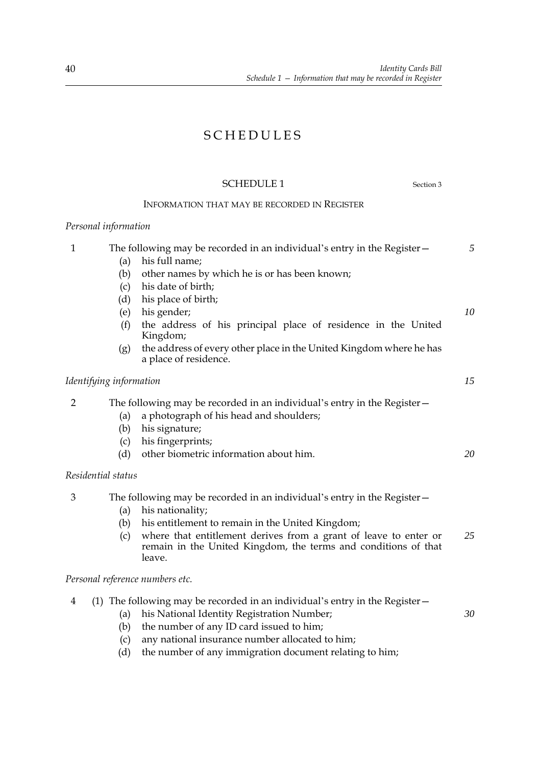# SCHEDULES

## SCHEDULE 1

Section 3

### INFORMATION THAT MAY BE RECORDED IN REGISTER

*Personal information*

1 The following may be recorded in an individual's entry in the Register—

- (a) his full name;
- (b) other names by which he is or has been known;
- (c) his date of birth;
- (d) his place of birth;
- (e) his gender;
- (f) the address of his principal place of residence in the United Kingdom;
- (g) the address of every other place in the United Kingdom where he has a place of residence.

*Identifying information*

2 The following may be recorded in an individual's entry in the Register—

- (a) a photograph of his head and shoulders;
- (b) his signature;
- (c) his fingerprints;
- (d) other biometric information about him.

*Residential status*

3 The following may be recorded in an individual's entry in the Register—

- (a) his nationality;
- (b) his entitlement to remain in the United Kingdom;
- (c) where that entitlement derives from a grant of leave to enter or remain in the United Kingdom, the terms and conditions of that leave.

*Personal reference numbers etc.*

4 (1) The following may be recorded in an individual's entry in the Register—

- (a) his National Identity Registration Number;
- (b) the number of any ID card issued to him;
- (c) any national insurance number allocated to him;
- (d) the number of any immigration document relating to him;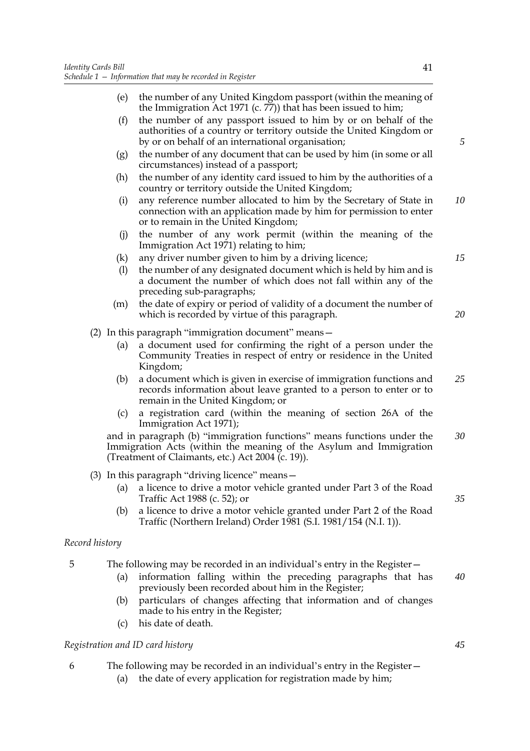(e) the number of any United Kingdom passport (within the meaning of the Immigration Act 1971 (c. 77)) that has been issued to him;

(f) the number of any passport issued to him by or on behalf of the authorities of a country or territory outside the United Kingdom or by or on behalf of an international organisation;

(g) the number of any document that can be used by him (in some or all circumstances) instead of a passport;

(h) the number of any identity card issued to him by the authorities of a country or territory outside the United Kingdom;

(i) any reference number allocated to him by the Secretary of State in connection with an application made by him for permission to enter or to remain in the United Kingdom;

(j) the number of any work permit (within the meaning of the Immigration Act 1971) relating to him;

(k) any driver number given to him by a driving licence;

(l) the number of any designated document which is held by him and is a document the number of which does not fall within any of the preceding sub-paragraphs;

(m) the date of expiry or period of validity of a document the number of which is recorded by virtue of this paragraph.

(2) In this paragraph "immigration document" means—

(a) a document used for confirming the right of a person under the Community Treaties in respect of entry or residence in the United Kingdom;

(b) a document which is given in exercise of immigration functions and records information about leave granted to a person to enter or to remain in the United Kingdom; or

(c) a registration card (within the meaning of section 26A of the Immigration Act 1971);

and in paragraph (b) "immigration functions" means functions under the Immigration Acts (within the meaning of the Asylum and Immigration (Treatment of Claimants, etc.) Act 2004 (c. 19)).

(3) In this paragraph "driving licence" means—

(a) a licence to drive a motor vehicle granted under Part 3 of the Road Traffic Act 1988 (c. 52); or

(b) a licence to drive a motor vehicle granted under Part 2 of the Road Traffic (Northern Ireland) Order 1981 (S.I. 1981/154 (N.I. 1)).

*Record history*

5 The following may be recorded in an individual's entry in the Register—

(a) information falling within the preceding paragraphs that has previously been recorded about him in the Register;

(b) particulars of changes affecting that information and of changes made to his entry in the Register;

(c) his date of death.

*Registration and ID card history*

6 The following may be recorded in an individual's entry in the Register—

(a) the date of every application for registration made by him;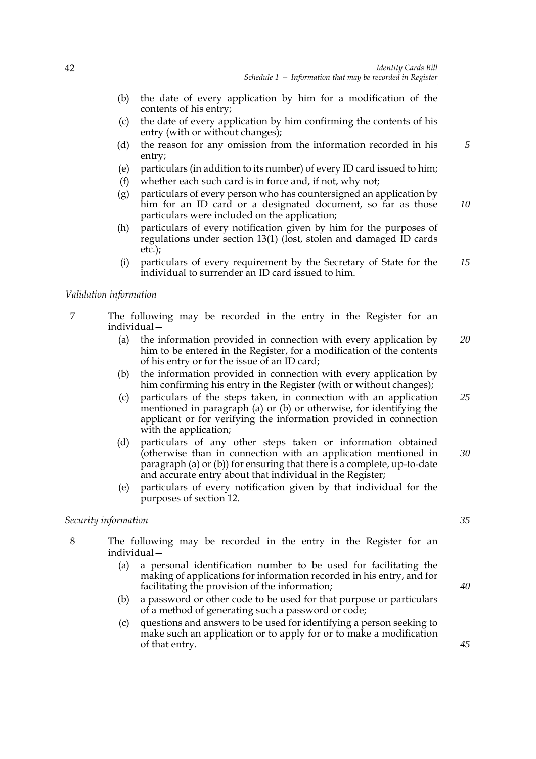(b) the date of every application by him for a modification of the contents of his entry;

(c) the date of every application by him confirming the contents of his entry (with or without changes);

(d) the reason for any omission from the information recorded in his entry;

(e) particulars (in addition to its number) of every ID card issued to him;

(f) whether each such card is in force and, if not, why not;

(g) particulars of every person who has countersigned an application by him for an ID card or a designated document, so far as those particulars were included on the application;

(h) particulars of every notification given by him for the purposes of regulations under section 13(1) (lost, stolen and damaged ID cards etc.);

(i) particulars of every requirement by the Secretary of State for the individual to surrender an ID card issued to him.

*Validation information*

7 The following may be recorded in the entry in the Register for an individual—

(a) the information provided in connection with every application by him to be entered in the Register, for a modification of the contents of his entry or for the issue of an ID card;

(b) the information provided in connection with every application by him confirming his entry in the Register (with or without changes);

(c) particulars of the steps taken, in connection with an application mentioned in paragraph (a) or (b) or otherwise, for identifying the applicant or for verifying the information provided in connection with the application;

(d) particulars of any other steps taken or information obtained (otherwise than in connection with an application mentioned in paragraph (a) or (b)) for ensuring that there is a complete, up-to-date and accurate entry about that individual in the Register;

(e) particulars of every notification given by that individual for the purposes of section 12.

*Security information*

8 The following may be recorded in the entry in the Register for an individual—

(a) a personal identification number to be used for facilitating the making of applications for information recorded in his entry, and for facilitating the provision of the information;

(b) a password or other code to be used for that purpose or particulars of a method of generating such a password or code;

(c) questions and answers to be used for identifying a person seeking to make such an application or to apply for or to make a modification of that entry.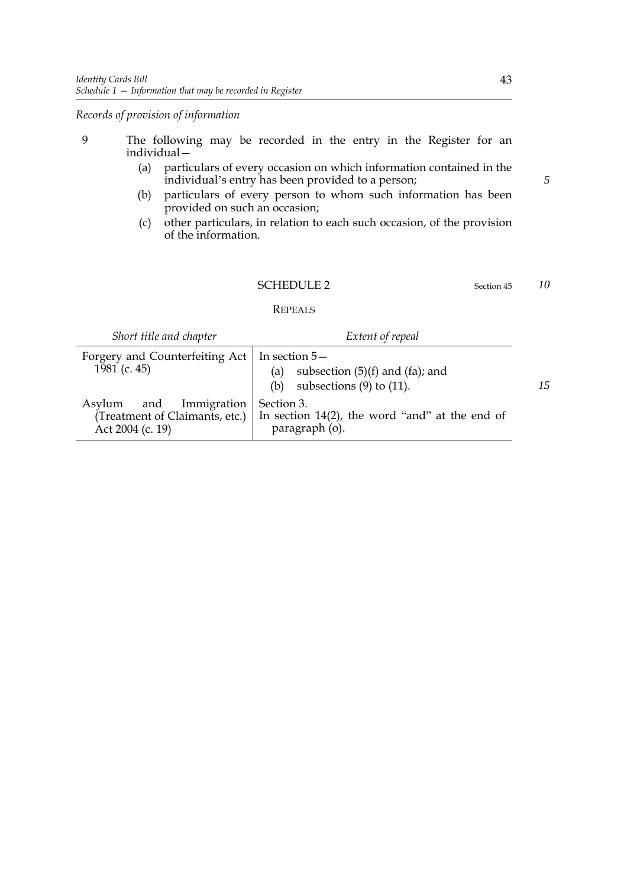*Records of provision of information*

9 The following may be recorded in the entry in the Register for an individual—

(a) particulars of every occasion on which information contained in the individual's entry has been provided to a person;

(b) particulars of every person to whom such information has been provided on such an occasion;

(c) other particulars, in relation to each such occasion, of the provision of the information.

## SCHEDULE 2

Section 45

### REPEALS

| *Short title and chapter* | *Extent of repeal* |
|---|---|
| Forgery and Counterfeiting Act 1981 (c. 45) | In section 5— (a) subsection (5)(f) and (fa); and (b) subsections (9) to (11). |
| Asylum and Immigration (Treatment of Claimants, etc.) Act 2004 (c. 19) | Section 3. In section 14(2), the word "and" at the end of paragraph (o). |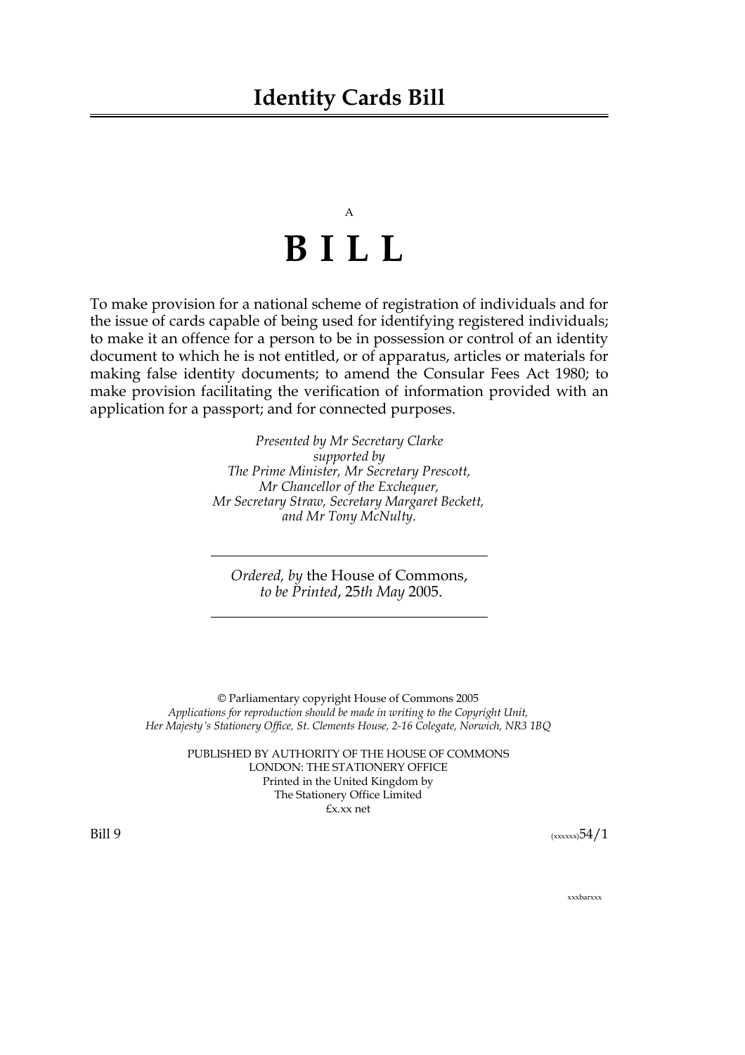# Identity Cards Bill

A

# B I L L

To make provision for a national scheme of registration of individuals and for the issue of cards capable of being used for identifying registered individuals; to make it an offence for a person to be in possession or control of an identity document to which he is not entitled, or of apparatus, articles or materials for making false identity documents; to amend the Consular Fees Act 1980; to make provision facilitating the verification of information provided with an application for a passport; and for connected purposes.

*Presented by Mr Secretary Clarke*
*supported by*
*The Prime Minister, Mr Secretary Prescott,*
*Mr Chancellor of the Exchequer,*
*Mr Secretary Straw, Secretary Margaret Beckett,*
*and Mr Tony McNulty.*

---

*Ordered, by* the House of Commons,
*to be Printed*, 25*th May* 2005.

---

© Parliamentary copyright House of Commons 2005
*Applications for reproduction should be made in writing to the Copyright Unit, Her Majesty's Stationery Office, St. Clements House, 2-16 Colegate, Norwich, NR3 1BQ*

PUBLISHED BY AUTHORITY OF THE HOUSE OF COMMONS
LONDON: THE STATIONERY OFFICE
Printed in the United Kingdom by
The Stationery Office Limited
£x.xx net

Bill 9 (xxxxxx)54/1

xxxbarxxx